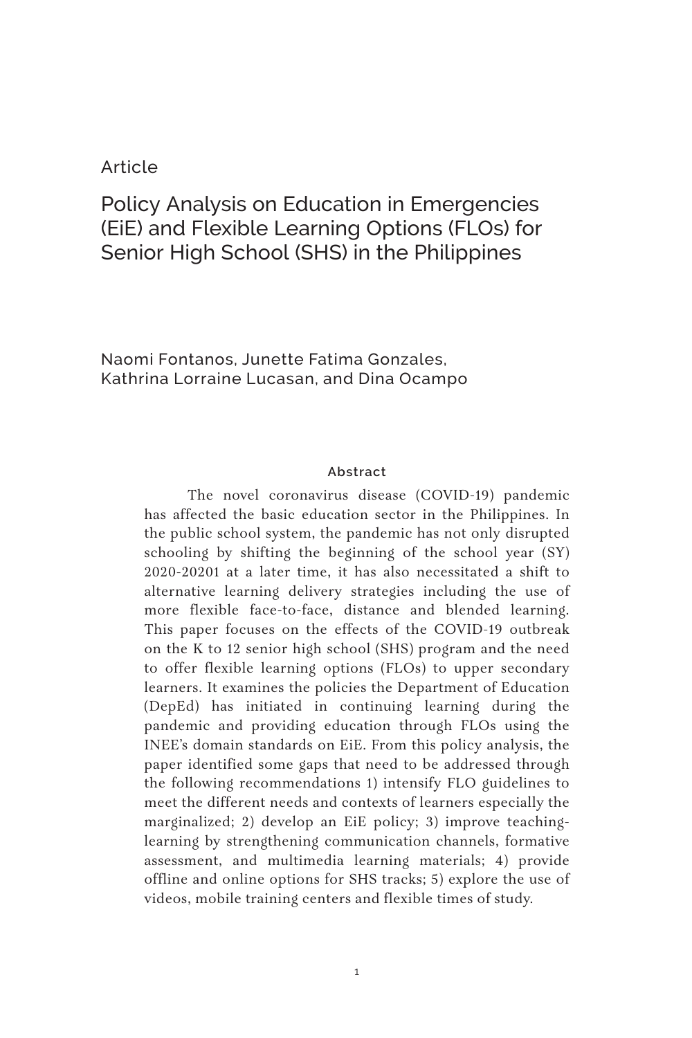Article

# Policy Analysis on Education in Emergencies (EiE) and Flexible Learning Options (FLOs) for Senior High School (SHS) in the Philippines

Naomi Fontanos, Junette Fatima Gonzales, Kathrina Lorraine Lucasan, and Dina Ocampo

### Abstract

The novel coronavirus disease (COVID-19) pandemic has affected the basic education sector in the Philippines. In the public school system, the pandemic has not only disrupted schooling by shifting the beginning of the school year (SY) 2020-20201 at a later time, it has also necessitated a shift to alternative learning delivery strategies including the use of more flexible face-to-face, distance and blended learning. This paper focuses on the effects of the COVID-19 outbreak on the K to 12 senior high school (SHS) program and the need to offer flexible learning options (FLOs) to upper secondary learners. It examines the policies the Department of Education (DepEd) has initiated in continuing learning during the pandemic and providing education through FLOs using the INEE's domain standards on EiE. From this policy analysis, the paper identified some gaps that need to be addressed through the following recommendations 1) intensify FLO guidelines to meet the different needs and contexts of learners especially the marginalized; 2) develop an EiE policy; 3) improve teaching-learning by strengthening communication channels, formative assessment, and multimedia learning materials; 4) provide offline and online options for SHS tracks; 5) explore the use of videos, mobile training centers and flexible times of study.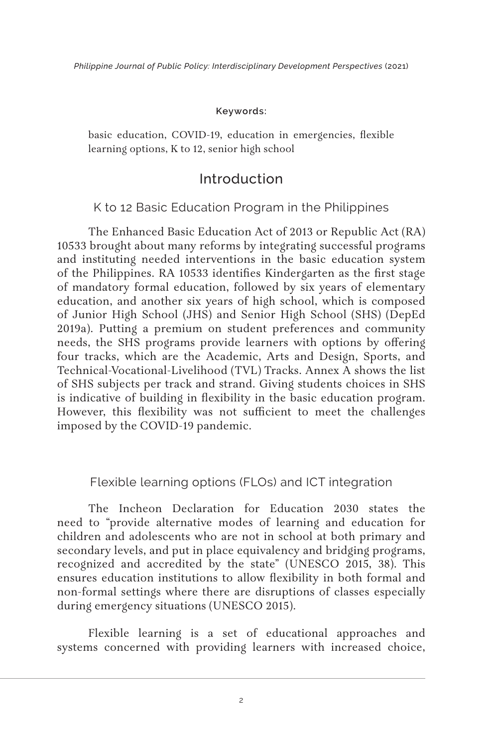**Keywords:**

basic education, COVID-19, education in emergencies, flexible learning options, K to 12, senior high school

## Introduction

### K to 12 Basic Education Program in the Philippines

The Enhanced Basic Education Act of 2013 or Republic Act (RA) 10533 brought about many reforms by integrating successful programs and instituting needed interventions in the basic education system of the Philippines. RA 10533 identifies Kindergarten as the first stage of mandatory formal education, followed by six years of elementary education, and another six years of high school, which is composed of Junior High School (JHS) and Senior High School (SHS) (DepEd 2019a). Putting a premium on student preferences and community needs, the SHS programs provide learners with options by offering four tracks, which are the Academic, Arts and Design, Sports, and Technical-Vocational-Livelihood (TVL) Tracks. Annex A shows the list of SHS subjects per track and strand. Giving students choices in SHS is indicative of building in flexibility in the basic education program. However, this flexibility was not sufficient to meet the challenges imposed by the COVID-19 pandemic.

### Flexible learning options (FLOs) and ICT integration

The Incheon Declaration for Education 2030 states the need to "provide alternative modes of learning and education for children and adolescents who are not in school at both primary and secondary levels, and put in place equivalency and bridging programs, recognized and accredited by the state" (UNESCO 2015, 38). This ensures education institutions to allow flexibility in both formal and non-formal settings where there are disruptions of classes especially during emergency situations (UNESCO 2015).

Flexible learning is a set of educational approaches and systems concerned with providing learners with increased choice,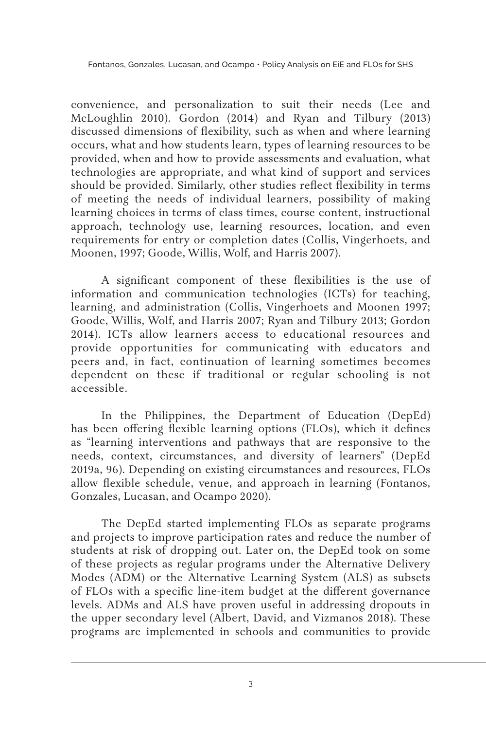convenience, and personalization to suit their needs (Lee and McLoughlin 2010). Gordon (2014) and Ryan and Tilbury (2013) discussed dimensions of flexibility, such as when and where learning occurs, what and how students learn, types of learning resources to be provided, when and how to provide assessments and evaluation, what technologies are appropriate, and what kind of support and services should be provided. Similarly, other studies reflect flexibility in terms of meeting the needs of individual learners, possibility of making learning choices in terms of class times, course content, instructional approach, technology use, learning resources, location, and even requirements for entry or completion dates (Collis, Vingerhoets, and Moonen, 1997; Goode, Willis, Wolf, and Harris 2007).

A significant component of these flexibilities is the use of information and communication technologies (ICTs) for teaching, learning, and administration (Collis, Vingerhoets and Moonen 1997; Goode, Willis, Wolf, and Harris 2007; Ryan and Tilbury 2013; Gordon 2014). ICTs allow learners access to educational resources and provide opportunities for communicating with educators and peers and, in fact, continuation of learning sometimes becomes dependent on these if traditional or regular schooling is not accessible.

In the Philippines, the Department of Education (DepEd) has been offering flexible learning options (FLOs), which it defines as "learning interventions and pathways that are responsive to the needs, context, circumstances, and diversity of learners" (DepEd 2019a, 96). Depending on existing circumstances and resources, FLOs allow flexible schedule, venue, and approach in learning (Fontanos, Gonzales, Lucasan, and Ocampo 2020).

The DepEd started implementing FLOs as separate programs and projects to improve participation rates and reduce the number of students at risk of dropping out. Later on, the DepEd took on some of these projects as regular programs under the Alternative Delivery Modes (ADM) or the Alternative Learning System (ALS) as subsets of FLOs with a specific line-item budget at the different governance levels. ADMs and ALS have proven useful in addressing dropouts in the upper secondary level (Albert, David, and Vizmanos 2018). These programs are implemented in schools and communities to provide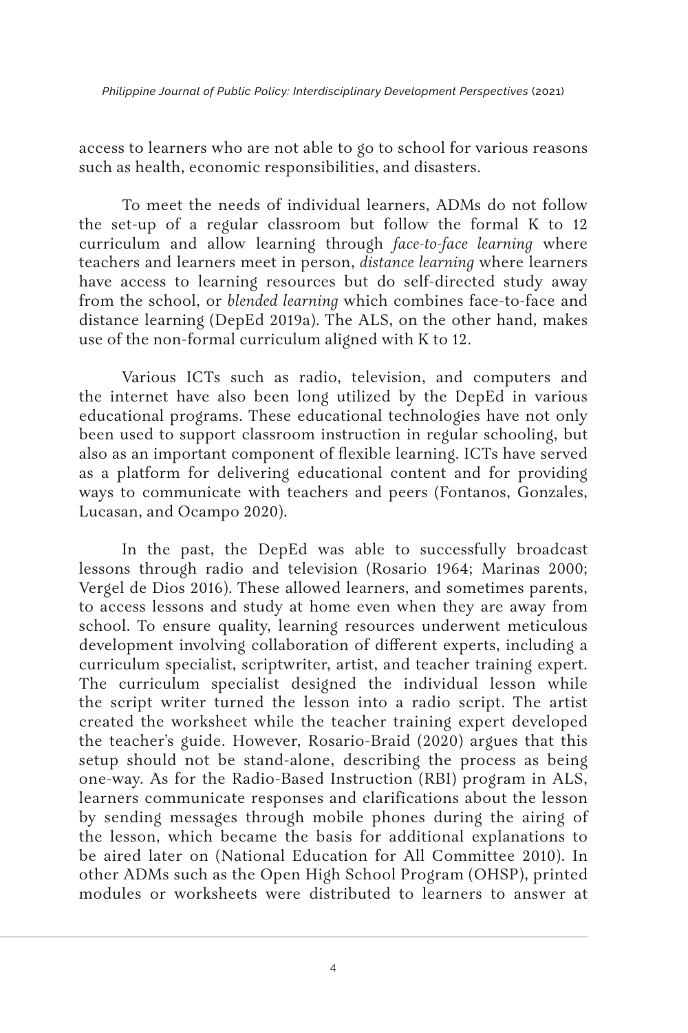access to learners who are not able to go to school for various reasons such as health, economic responsibilities, and disasters.

To meet the needs of individual learners, ADMs do not follow the set-up of a regular classroom but follow the formal K to 12 curriculum and allow learning through *face-to-face learning* where teachers and learners meet in person, *distance learning* where learners have access to learning resources but do self-directed study away from the school, or *blended learning* which combines face-to-face and distance learning (DepEd 2019a). The ALS, on the other hand, makes use of the non-formal curriculum aligned with K to 12.

Various ICTs such as radio, television, and computers and the internet have also been long utilized by the DepEd in various educational programs. These educational technologies have not only been used to support classroom instruction in regular schooling, but also as an important component of flexible learning. ICTs have served as a platform for delivering educational content and for providing ways to communicate with teachers and peers (Fontanos, Gonzales, Lucasan, and Ocampo 2020).

In the past, the DepEd was able to successfully broadcast lessons through radio and television (Rosario 1964; Marinas 2000; Vergel de Dios 2016). These allowed learners, and sometimes parents, to access lessons and study at home even when they are away from school. To ensure quality, learning resources underwent meticulous development involving collaboration of different experts, including a curriculum specialist, scriptwriter, artist, and teacher training expert. The curriculum specialist designed the individual lesson while the script writer turned the lesson into a radio script. The artist created the worksheet while the teacher training expert developed the teacher's guide. However, Rosario-Braid (2020) argues that this setup should not be stand-alone, describing the process as being one-way. As for the Radio-Based Instruction (RBI) program in ALS, learners communicate responses and clarifications about the lesson by sending messages through mobile phones during the airing of the lesson, which became the basis for additional explanations to be aired later on (National Education for All Committee 2010). In other ADMs such as the Open High School Program (OHSP), printed modules or worksheets were distributed to learners to answer at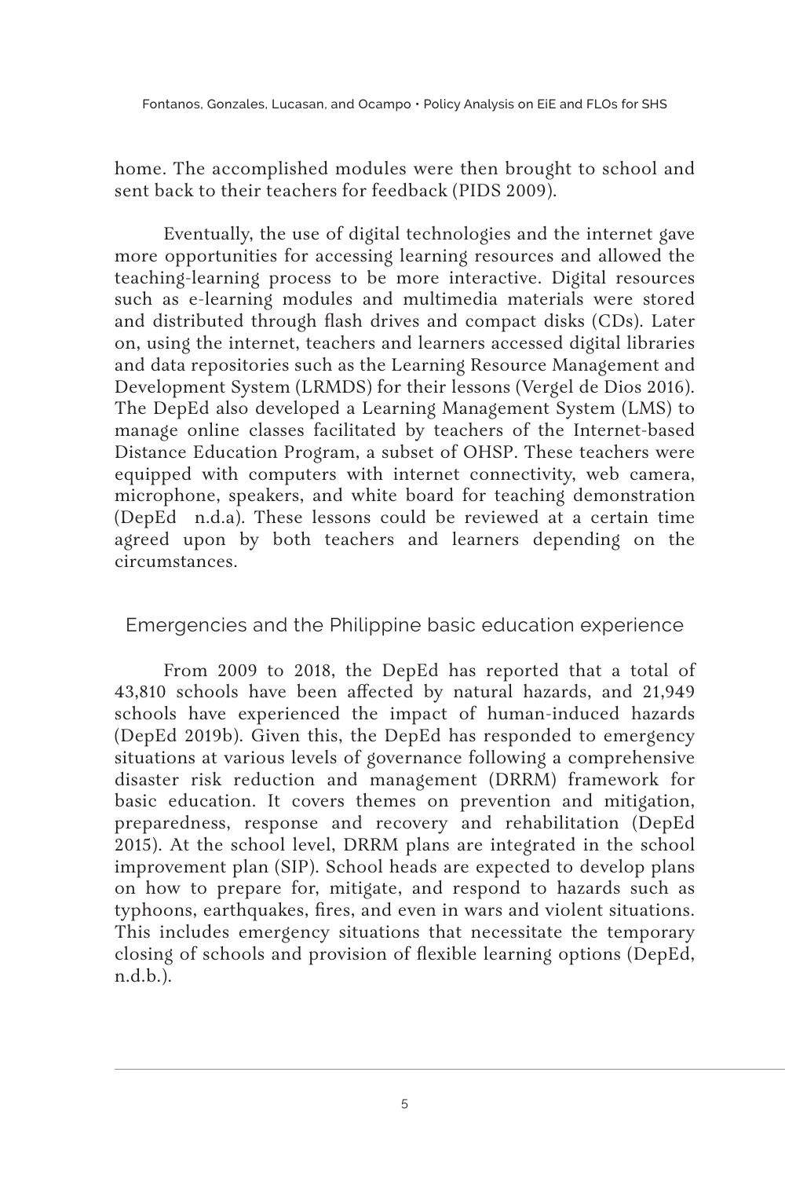home. The accomplished modules were then brought to school and sent back to their teachers for feedback (PIDS 2009).

Eventually, the use of digital technologies and the internet gave more opportunities for accessing learning resources and allowed the teaching-learning process to be more interactive. Digital resources such as e-learning modules and multimedia materials were stored and distributed through flash drives and compact disks (CDs). Later on, using the internet, teachers and learners accessed digital libraries and data repositories such as the Learning Resource Management and Development System (LRMDS) for their lessons (Vergel de Dios 2016). The DepEd also developed a Learning Management System (LMS) to manage online classes facilitated by teachers of the Internet-based Distance Education Program, a subset of OHSP. These teachers were equipped with computers with internet connectivity, web camera, microphone, speakers, and white board for teaching demonstration (DepEd n.d.a). These lessons could be reviewed at a certain time agreed upon by both teachers and learners depending on the circumstances.

## Emergencies and the Philippine basic education experience

From 2009 to 2018, the DepEd has reported that a total of 43,810 schools have been affected by natural hazards, and 21,949 schools have experienced the impact of human-induced hazards (DepEd 2019b). Given this, the DepEd has responded to emergency situations at various levels of governance following a comprehensive disaster risk reduction and management (DRRM) framework for basic education. It covers themes on prevention and mitigation, preparedness, response and recovery and rehabilitation (DepEd 2015). At the school level, DRRM plans are integrated in the school improvement plan (SIP). School heads are expected to develop plans on how to prepare for, mitigate, and respond to hazards such as typhoons, earthquakes, fires, and even in wars and violent situations. This includes emergency situations that necessitate the temporary closing of schools and provision of flexible learning options (DepEd, n.d.b.).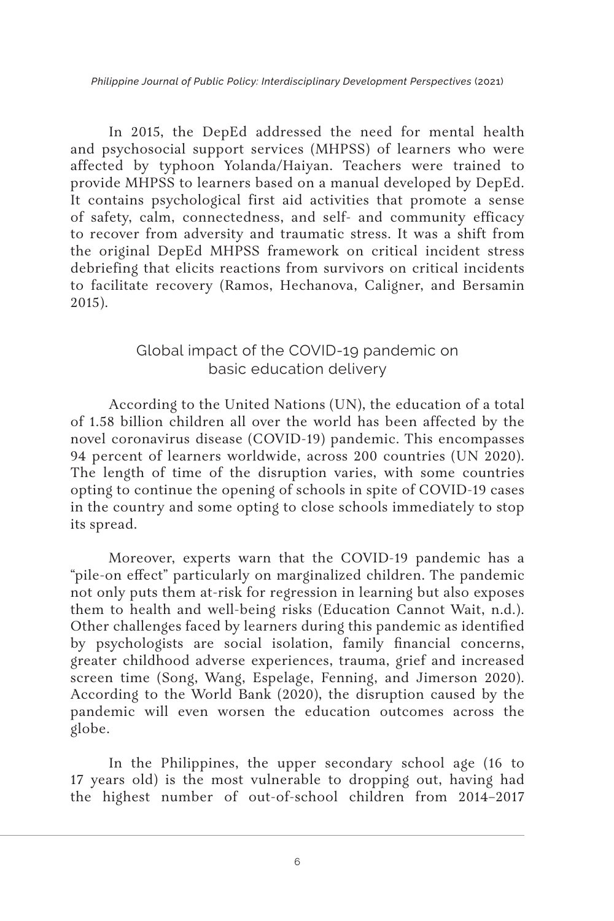In 2015, the DepEd addressed the need for mental health and psychosocial support services (MHPSS) of learners who were affected by typhoon Yolanda/Haiyan. Teachers were trained to provide MHPSS to learners based on a manual developed by DepEd. It contains psychological first aid activities that promote a sense of safety, calm, connectedness, and self- and community efficacy to recover from adversity and traumatic stress. It was a shift from the original DepEd MHPSS framework on critical incident stress debriefing that elicits reactions from survivors on critical incidents to facilitate recovery (Ramos, Hechanova, Caligner, and Bersamin 2015).

## Global impact of the COVID-19 pandemic on basic education delivery

According to the United Nations (UN), the education of a total of 1.58 billion children all over the world has been affected by the novel coronavirus disease (COVID-19) pandemic. This encompasses 94 percent of learners worldwide, across 200 countries (UN 2020). The length of time of the disruption varies, with some countries opting to continue the opening of schools in spite of COVID-19 cases in the country and some opting to close schools immediately to stop its spread.

Moreover, experts warn that the COVID-19 pandemic has a "pile-on effect" particularly on marginalized children. The pandemic not only puts them at-risk for regression in learning but also exposes them to health and well-being risks (Education Cannot Wait, n.d.). Other challenges faced by learners during this pandemic as identified by psychologists are social isolation, family financial concerns, greater childhood adverse experiences, trauma, grief and increased screen time (Song, Wang, Espelage, Fenning, and Jimerson 2020). According to the World Bank (2020), the disruption caused by the pandemic will even worsen the education outcomes across the globe.

In the Philippines, the upper secondary school age (16 to 17 years old) is the most vulnerable to dropping out, having had the highest number of out-of-school children from 2014–2017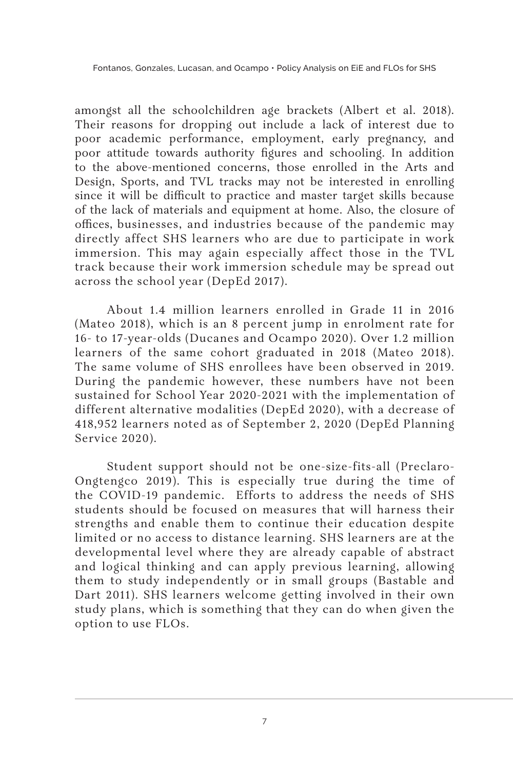amongst all the schoolchildren age brackets (Albert et al. 2018). Their reasons for dropping out include a lack of interest due to poor academic performance, employment, early pregnancy, and poor attitude towards authority figures and schooling. In addition to the above-mentioned concerns, those enrolled in the Arts and Design, Sports, and TVL tracks may not be interested in enrolling since it will be difficult to practice and master target skills because of the lack of materials and equipment at home. Also, the closure of offices, businesses, and industries because of the pandemic may directly affect SHS learners who are due to participate in work immersion. This may again especially affect those in the TVL track because their work immersion schedule may be spread out across the school year (DepEd 2017).

About 1.4 million learners enrolled in Grade 11 in 2016 (Mateo 2018), which is an 8 percent jump in enrolment rate for 16- to 17-year-olds (Ducanes and Ocampo 2020). Over 1.2 million learners of the same cohort graduated in 2018 (Mateo 2018). The same volume of SHS enrollees have been observed in 2019. During the pandemic however, these numbers have not been sustained for School Year 2020-2021 with the implementation of different alternative modalities (DepEd 2020), with a decrease of 418,952 learners noted as of September 2, 2020 (DepEd Planning Service 2020).

Student support should not be one-size-fits-all (Preclaro-Ongtengco 2019). This is especially true during the time of the COVID-19 pandemic. Efforts to address the needs of SHS students should be focused on measures that will harness their strengths and enable them to continue their education despite limited or no access to distance learning. SHS learners are at the developmental level where they are already capable of abstract and logical thinking and can apply previous learning, allowing them to study independently or in small groups (Bastable and Dart 2011). SHS learners welcome getting involved in their own study plans, which is something that they can do when given the option to use FLOs.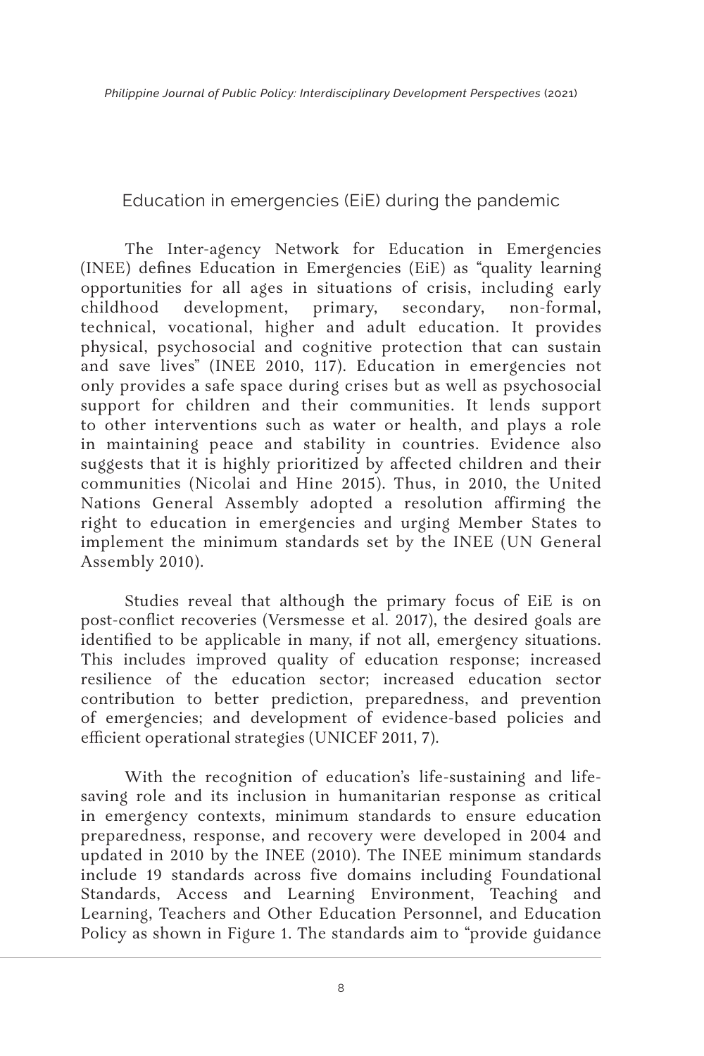## Education in emergencies (EiE) during the pandemic

The Inter-agency Network for Education in Emergencies (INEE) defines Education in Emergencies (EiE) as "quality learning opportunities for all ages in situations of crisis, including early childhood development, primary, secondary, non-formal, technical, vocational, higher and adult education. It provides physical, psychosocial and cognitive protection that can sustain and save lives" (INEE 2010, 117). Education in emergencies not only provides a safe space during crises but as well as psychosocial support for children and their communities. It lends support to other interventions such as water or health, and plays a role in maintaining peace and stability in countries. Evidence also suggests that it is highly prioritized by affected children and their communities (Nicolai and Hine 2015). Thus, in 2010, the United Nations General Assembly adopted a resolution affirming the right to education in emergencies and urging Member States to implement the minimum standards set by the INEE (UN General Assembly 2010).

Studies reveal that although the primary focus of EiE is on post-conflict recoveries (Versmesse et al. 2017), the desired goals are identified to be applicable in many, if not all, emergency situations. This includes improved quality of education response; increased resilience of the education sector; increased education sector contribution to better prediction, preparedness, and prevention of emergencies; and development of evidence-based policies and efficient operational strategies (UNICEF 2011, 7).

With the recognition of education's life-sustaining and life-saving role and its inclusion in humanitarian response as critical in emergency contexts, minimum standards to ensure education preparedness, response, and recovery were developed in 2004 and updated in 2010 by the INEE (2010). The INEE minimum standards include 19 standards across five domains including Foundational Standards, Access and Learning Environment, Teaching and Learning, Teachers and Other Education Personnel, and Education Policy as shown in Figure 1. The standards aim to "provide guidance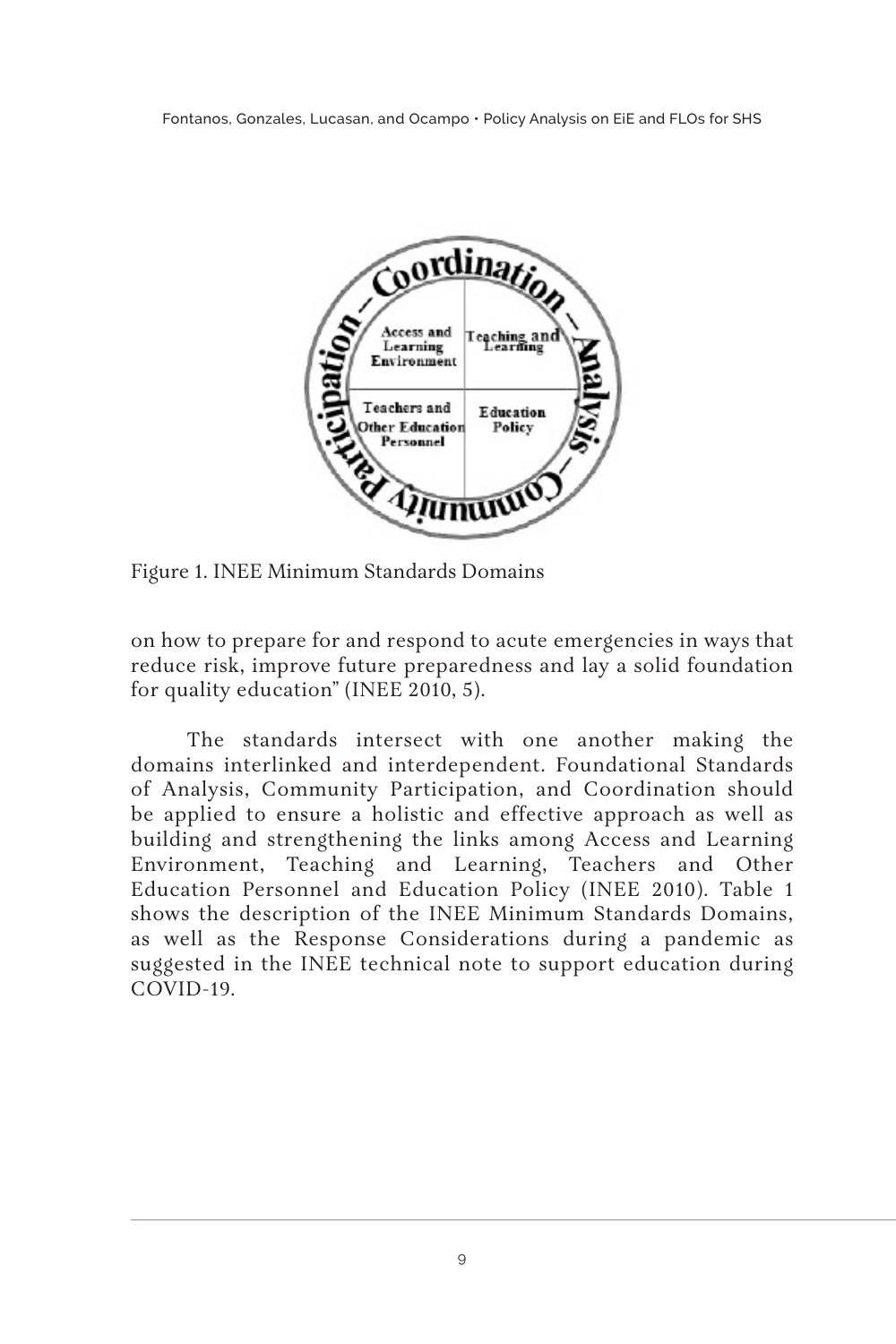Figure 1. INEE Minimum Standards Domains

on how to prepare for and respond to acute emergencies in ways that reduce risk, improve future preparedness and lay a solid foundation for quality education" (INEE 2010, 5).

The standards intersect with one another making the domains interlinked and interdependent. Foundational Standards of Analysis, Community Participation, and Coordination should be applied to ensure a holistic and effective approach as well as building and strengthening the links among Access and Learning Environment, Teaching and Learning, Teachers and Other Education Personnel and Education Policy (INEE 2010). Table 1 shows the description of the INEE Minimum Standards Domains, as well as the Response Considerations during a pandemic as suggested in the INEE technical note to support education during COVID-19.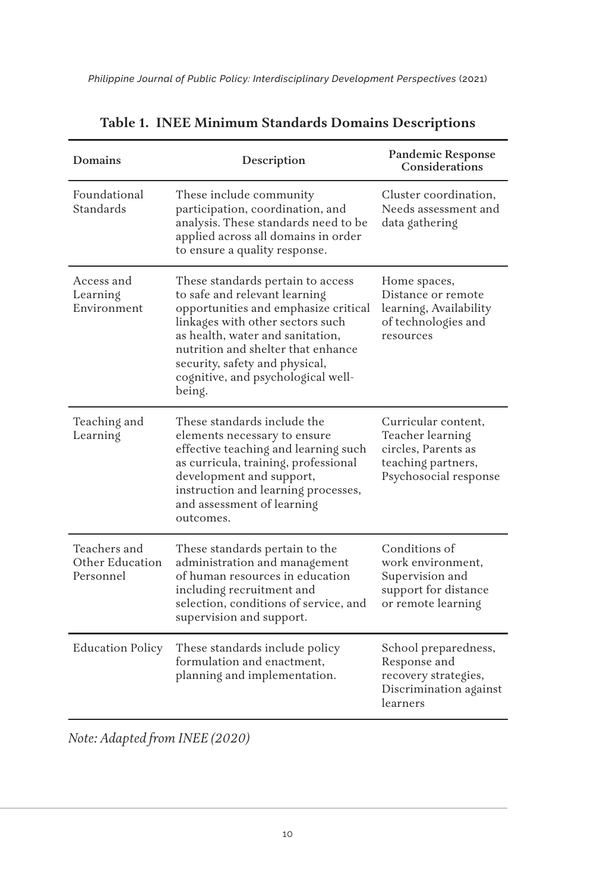**Table 1. INEE Minimum Standards Domains Descriptions**

| Domains | Description | Pandemic Response Considerations |
|---|---|---|
| Foundational Standards | These include community participation, coordination, and analysis. These standards need to be applied across all domains in order to ensure a quality response. | Cluster coordination, Needs assessment and data gathering |
| Access and Learning Environment | These standards pertain to access to safe and relevant learning opportunities and emphasize critical linkages with other sectors such as health, water and sanitation, nutrition and shelter that enhance security, safety and physical, cognitive, and psychological well-being. | Home spaces, Distance or remote learning, Availability of technologies and resources |
| Teaching and Learning | These standards include the elements necessary to ensure effective teaching and learning such as curricula, training, professional development and support, instruction and learning processes, and assessment of learning outcomes. | Curricular content, Teacher learning circles, Parents as teaching partners, Psychosocial response |
| Teachers and Other Education Personnel | These standards pertain to the administration and management of human resources in education including recruitment and selection, conditions of service, and supervision and support. | Conditions of work environment, Supervision and support for distance or remote learning |
| Education Policy | These standards include policy formulation and enactment, planning and implementation. | School preparedness, Response and recovery strategies, Discrimination against learners |

*Note: Adapted from INEE (2020)*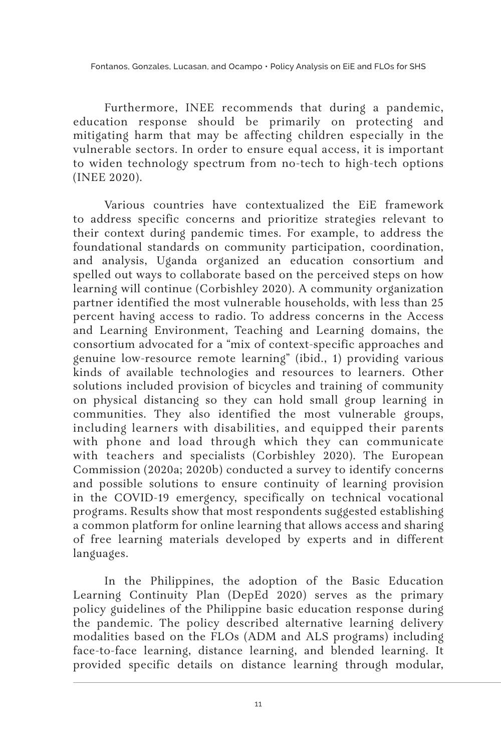Furthermore, INEE recommends that during a pandemic, education response should be primarily on protecting and mitigating harm that may be affecting children especially in the vulnerable sectors. In order to ensure equal access, it is important to widen technology spectrum from no-tech to high-tech options (INEE 2020).

Various countries have contextualized the EiE framework to address specific concerns and prioritize strategies relevant to their context during pandemic times. For example, to address the foundational standards on community participation, coordination, and analysis, Uganda organized an education consortium and spelled out ways to collaborate based on the perceived steps on how learning will continue (Corbishley 2020). A community organization partner identified the most vulnerable households, with less than 25 percent having access to radio. To address concerns in the Access and Learning Environment, Teaching and Learning domains, the consortium advocated for a "mix of context-specific approaches and genuine low-resource remote learning" (ibid., 1) providing various kinds of available technologies and resources to learners. Other solutions included provision of bicycles and training of community on physical distancing so they can hold small group learning in communities. They also identified the most vulnerable groups, including learners with disabilities, and equipped their parents with phone and load through which they can communicate with teachers and specialists (Corbishley 2020). The European Commission (2020a; 2020b) conducted a survey to identify concerns and possible solutions to ensure continuity of learning provision in the COVID-19 emergency, specifically on technical vocational programs. Results show that most respondents suggested establishing a common platform for online learning that allows access and sharing of free learning materials developed by experts and in different languages.

In the Philippines, the adoption of the Basic Education Learning Continuity Plan (DepEd 2020) serves as the primary policy guidelines of the Philippine basic education response during the pandemic. The policy described alternative learning delivery modalities based on the FLOs (ADM and ALS programs) including face-to-face learning, distance learning, and blended learning. It provided specific details on distance learning through modular,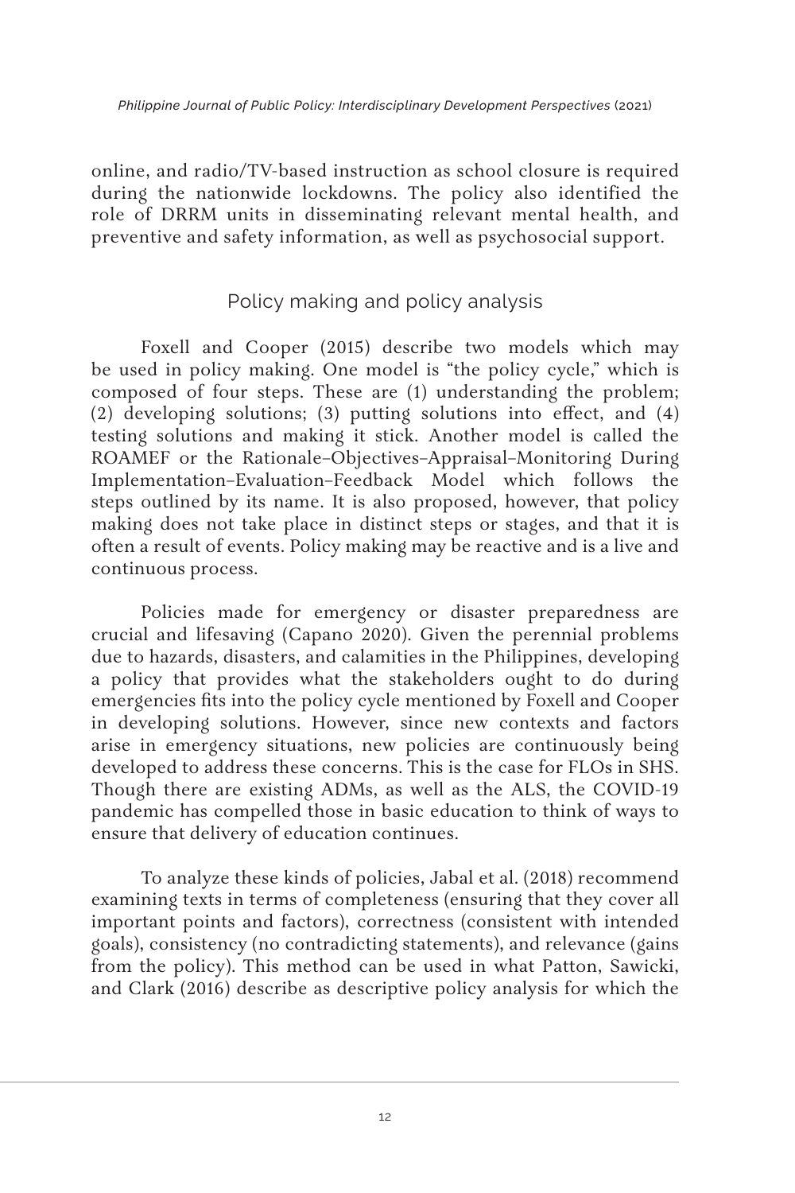online, and radio/TV-based instruction as school closure is required during the nationwide lockdowns. The policy also identified the role of DRRM units in disseminating relevant mental health, and preventive and safety information, as well as psychosocial support.

## Policy making and policy analysis

Foxell and Cooper (2015) describe two models which may be used in policy making. One model is "the policy cycle," which is composed of four steps. These are (1) understanding the problem; (2) developing solutions; (3) putting solutions into effect, and (4) testing solutions and making it stick. Another model is called the ROAMEF or the Rationale–Objectives–Appraisal–Monitoring During Implementation–Evaluation–Feedback Model which follows the steps outlined by its name. It is also proposed, however, that policy making does not take place in distinct steps or stages, and that it is often a result of events. Policy making may be reactive and is a live and continuous process.

Policies made for emergency or disaster preparedness are crucial and lifesaving (Capano 2020). Given the perennial problems due to hazards, disasters, and calamities in the Philippines, developing a policy that provides what the stakeholders ought to do during emergencies fits into the policy cycle mentioned by Foxell and Cooper in developing solutions. However, since new contexts and factors arise in emergency situations, new policies are continuously being developed to address these concerns. This is the case for FLOs in SHS. Though there are existing ADMs, as well as the ALS, the COVID-19 pandemic has compelled those in basic education to think of ways to ensure that delivery of education continues.

To analyze these kinds of policies, Jabal et al. (2018) recommend examining texts in terms of completeness (ensuring that they cover all important points and factors), correctness (consistent with intended goals), consistency (no contradicting statements), and relevance (gains from the policy). This method can be used in what Patton, Sawicki, and Clark (2016) describe as descriptive policy analysis for which the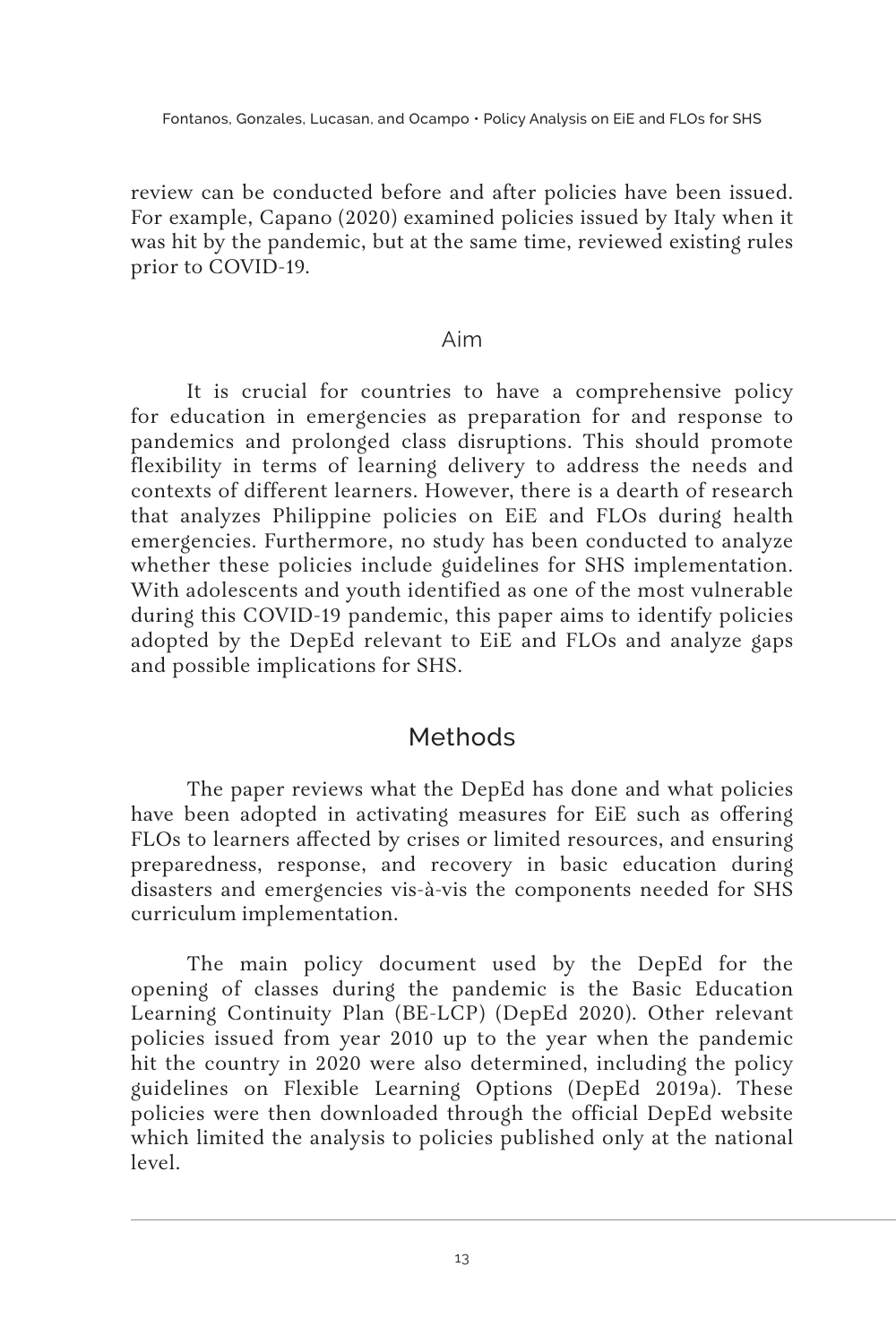review can be conducted before and after policies have been issued. For example, Capano (2020) examined policies issued by Italy when it was hit by the pandemic, but at the same time, reviewed existing rules prior to COVID-19.

### Aim

It is crucial for countries to have a comprehensive policy for education in emergencies as preparation for and response to pandemics and prolonged class disruptions. This should promote flexibility in terms of learning delivery to address the needs and contexts of different learners. However, there is a dearth of research that analyzes Philippine policies on EiE and FLOs during health emergencies. Furthermore, no study has been conducted to analyze whether these policies include guidelines for SHS implementation. With adolescents and youth identified as one of the most vulnerable during this COVID-19 pandemic, this paper aims to identify policies adopted by the DepEd relevant to EiE and FLOs and analyze gaps and possible implications for SHS.

## Methods

The paper reviews what the DepEd has done and what policies have been adopted in activating measures for EiE such as offering FLOs to learners affected by crises or limited resources, and ensuring preparedness, response, and recovery in basic education during disasters and emergencies vis-à-vis the components needed for SHS curriculum implementation.

The main policy document used by the DepEd for the opening of classes during the pandemic is the Basic Education Learning Continuity Plan (BE-LCP) (DepEd 2020). Other relevant policies issued from year 2010 up to the year when the pandemic hit the country in 2020 were also determined, including the policy guidelines on Flexible Learning Options (DepEd 2019a). These policies were then downloaded through the official DepEd website which limited the analysis to policies published only at the national level.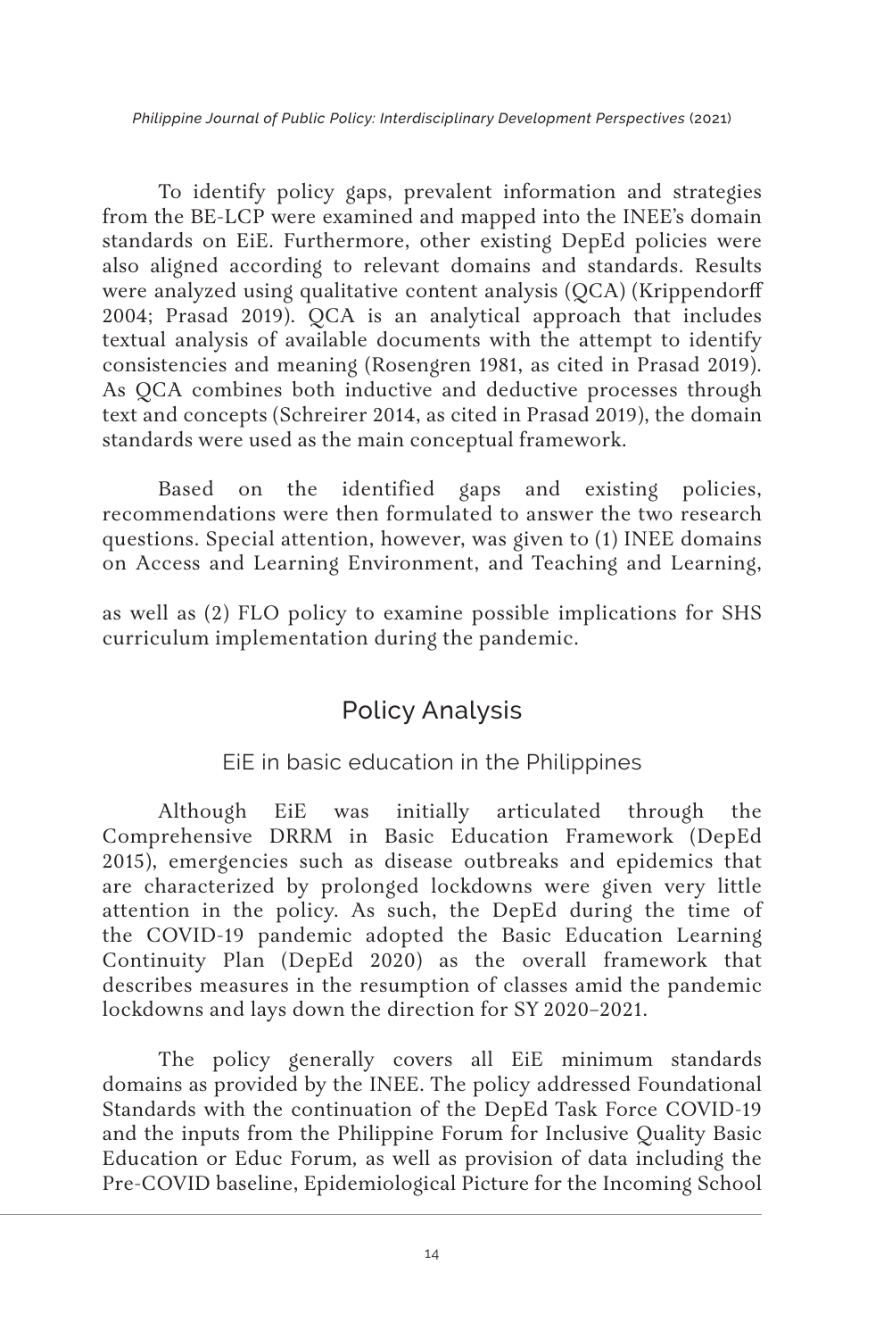To identify policy gaps, prevalent information and strategies from the BE-LCP were examined and mapped into the INEE's domain standards on EiE. Furthermore, other existing DepEd policies were also aligned according to relevant domains and standards. Results were analyzed using qualitative content analysis (QCA) (Krippendorff 2004; Prasad 2019). QCA is an analytical approach that includes textual analysis of available documents with the attempt to identify consistencies and meaning (Rosengren 1981, as cited in Prasad 2019). As QCA combines both inductive and deductive processes through text and concepts (Schreirer 2014, as cited in Prasad 2019), the domain standards were used as the main conceptual framework.

Based on the identified gaps and existing policies, recommendations were then formulated to answer the two research questions. Special attention, however, was given to (1) INEE domains on Access and Learning Environment, and Teaching and Learning, as well as (2) FLO policy to examine possible implications for SHS curriculum implementation during the pandemic.

## Policy Analysis

### EiE in basic education in the Philippines

Although EiE was initially articulated through the Comprehensive DRRM in Basic Education Framework (DepEd 2015), emergencies such as disease outbreaks and epidemics that are characterized by prolonged lockdowns were given very little attention in the policy. As such, the DepEd during the time of the COVID-19 pandemic adopted the Basic Education Learning Continuity Plan (DepEd 2020) as the overall framework that describes measures in the resumption of classes amid the pandemic lockdowns and lays down the direction for SY 2020–2021.

The policy generally covers all EiE minimum standards domains as provided by the INEE. The policy addressed Foundational Standards with the continuation of the DepEd Task Force COVID-19 and the inputs from the Philippine Forum for Inclusive Quality Basic Education or Educ Forum, as well as provision of data including the Pre-COVID baseline, Epidemiological Picture for the Incoming School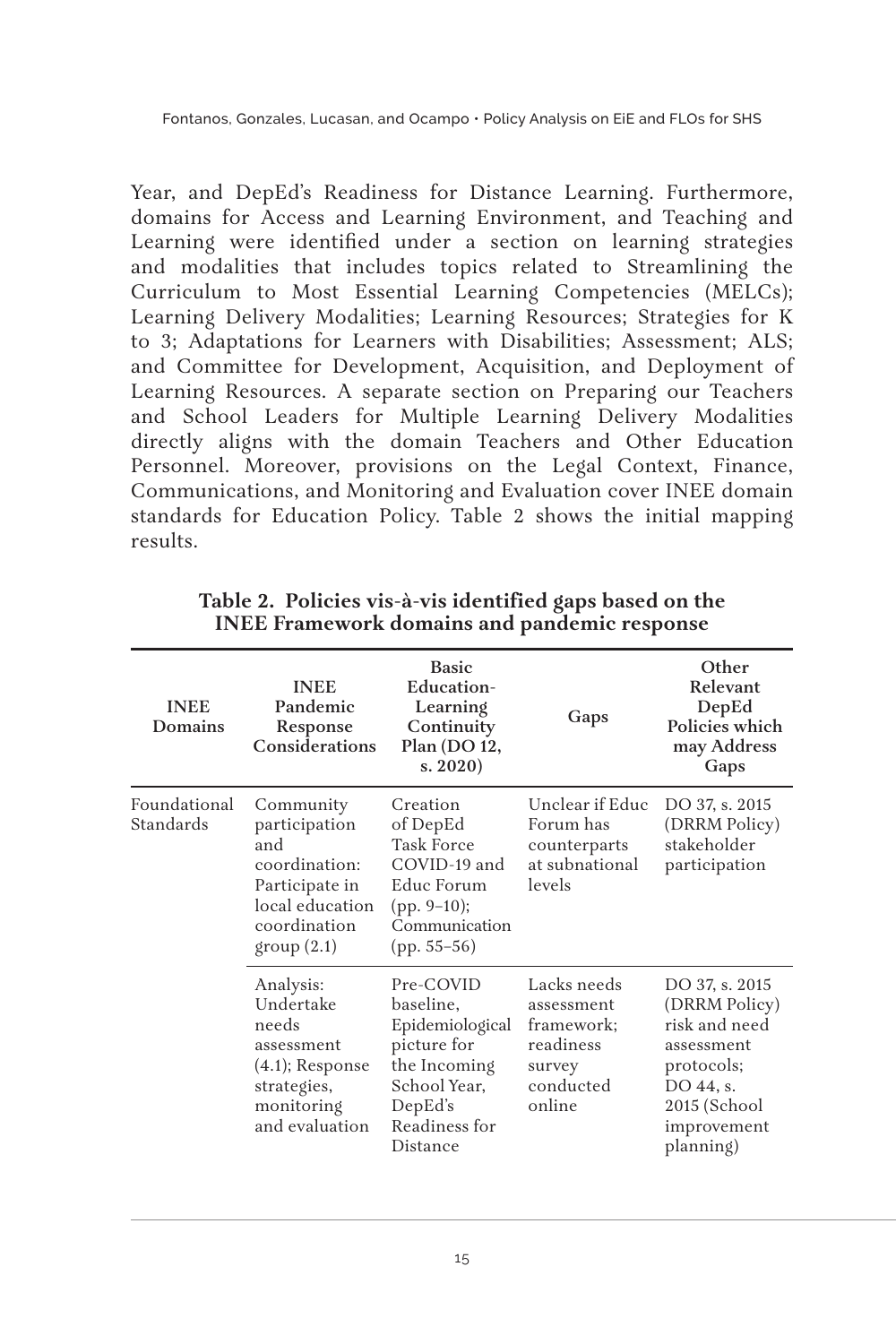Year, and DepEd's Readiness for Distance Learning. Furthermore, domains for Access and Learning Environment, and Teaching and Learning were identified under a section on learning strategies and modalities that includes topics related to Streamlining the Curriculum to Most Essential Learning Competencies (MELCs); Learning Delivery Modalities; Learning Resources; Strategies for K to 3; Adaptations for Learners with Disabilities; Assessment; ALS; and Committee for Development, Acquisition, and Deployment of Learning Resources. A separate section on Preparing our Teachers and School Leaders for Multiple Learning Delivery Modalities directly aligns with the domain Teachers and Other Education Personnel. Moreover, provisions on the Legal Context, Finance, Communications, and Monitoring and Evaluation cover INEE domain standards for Education Policy. Table 2 shows the initial mapping results.

**Table 2. Policies vis-à-vis identified gaps based on the INEE Framework domains and pandemic response**

| INEE Domains | INEE Pandemic Response Considerations | Basic Education-Learning Continuity Plan (DO 12, s. 2020) | Gaps | Other Relevant DepEd Policies which may Address Gaps |
|---|---|---|---|---|
| Foundational Standards | Community participation and coordination: Participate in local education coordination group (2.1) | Creation of DepEd Task Force COVID-19 and Educ Forum (pp. 9–10); Communication (pp. 55–56) | Unclear if Educ Forum has counterparts at subnational levels | DO 37, s. 2015 (DRRM Policy) stakeholder participation |
| | Analysis: Undertake needs assessment (4.1); Response strategies, monitoring and evaluation | Pre-COVID baseline, Epidemiological picture for the Incoming School Year, DepEd's Readiness for Distance | Lacks needs assessment framework; readiness survey conducted online | DO 37, s. 2015 (DRRM Policy) risk and need assessment protocols; DO 44, s. 2015 (School improvement planning) |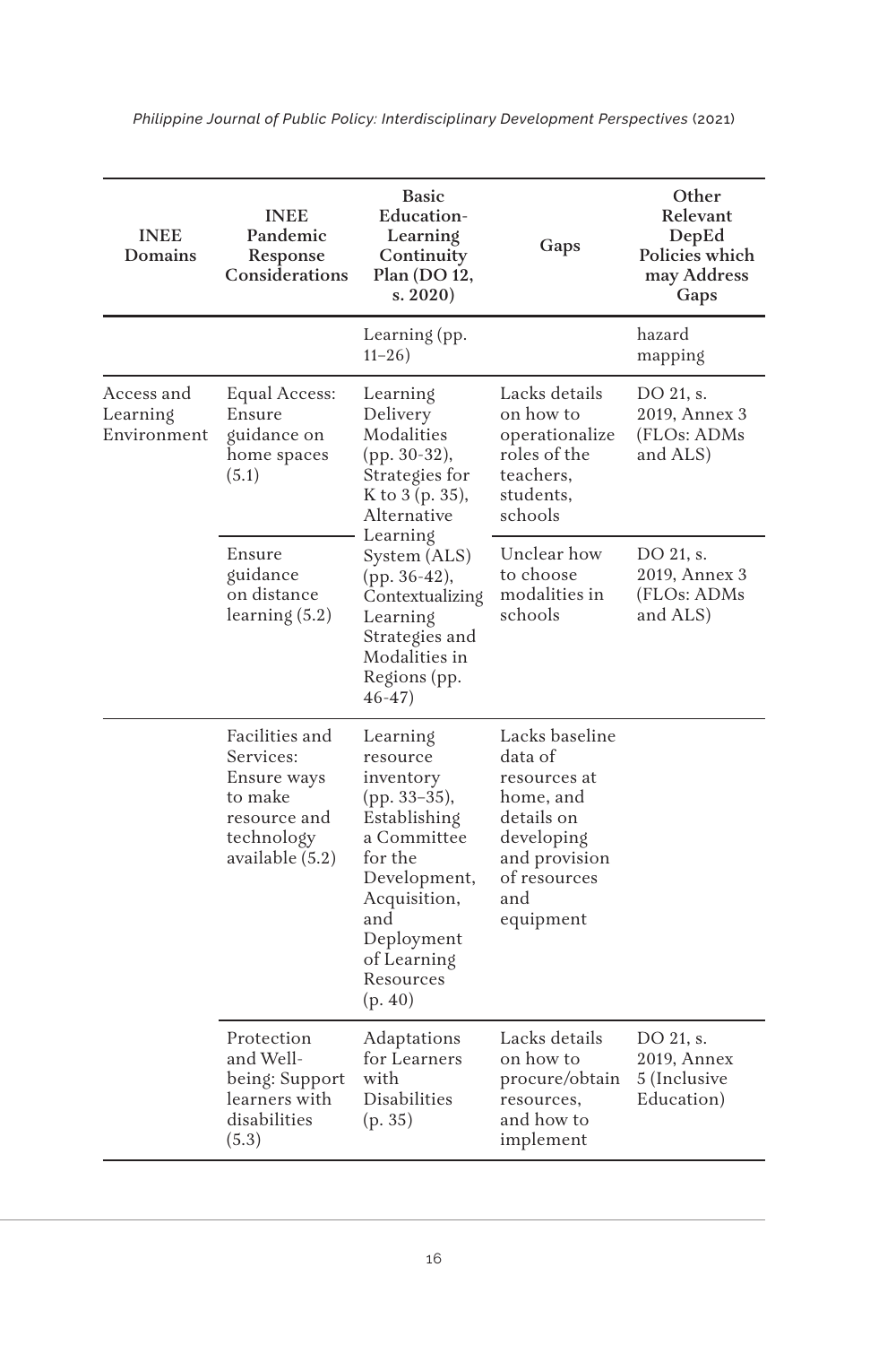| INEE Domains | INEE Pandemic Response Considerations | Basic Education-Learning Continuity Plan (DO 12, s. 2020) | Gaps | Other Relevant DepEd Policies which may Address Gaps |
|---|---|---|---|---|
| | | Learning (pp. 11–26) | | hazard mapping |
| Access and Learning Environment | Equal Access: Ensure guidance on home spaces (5.1) | Learning Delivery Modalities (pp. 30-32), Strategies for K to 3 (p. 35), Alternative Learning System (ALS) (pp. 36-42), Contextualizing Learning Strategies and Modalities in Regions (pp. 46-47) | Lacks details on how to operationalize roles of the teachers, students, schools | DO 21, s. 2019, Annex 3 (FLOs: ADMs and ALS) |
| | Ensure guidance on distance learning (5.2) | | Unclear how to choose modalities in schools | DO 21, s. 2019, Annex 3 (FLOs: ADMs and ALS) |
| | Facilities and Services: Ensure ways to make resource and technology available (5.2) | Learning resource inventory (pp. 33–35), Establishing a Committee for the Development, Acquisition, and Deployment of Learning Resources (p. 40) | Lacks baseline data of resources at home, and details on developing and provision of resources and equipment | |
| | Protection and Well-being: Support learners with disabilities (5.3) | Adaptations for Learners with Disabilities (p. 35) | Lacks details on how to procure/obtain resources, and how to implement | DO 21, s. 2019, Annex 5 (Inclusive Education) |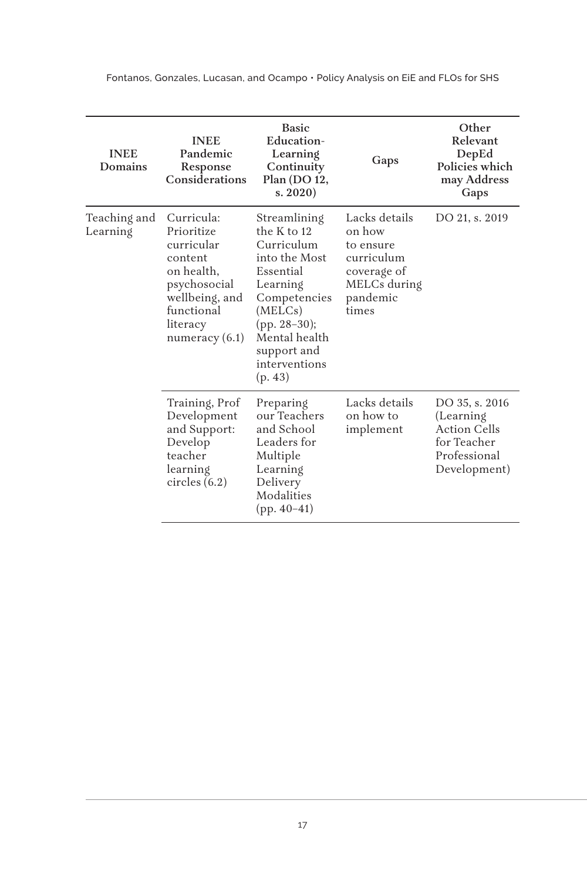| INEE Domains | INEE Pandemic Response Considerations | Basic Education-Learning Continuity Plan (DO 12, s. 2020) | Gaps | Other Relevant DepEd Policies which may Address Gaps |
|---|---|---|---|---|
| Teaching and Learning | Curricula: Prioritize curricular content on health, psychosocial wellbeing, and functional literacy numeracy (6.1) | Streamlining the K to 12 Curriculum into the Most Essential Learning Competencies (MELCs) (pp. 28–30); Mental health support and interventions (p. 43) | Lacks details on how to ensure curriculum coverage of MELCs during pandemic times | DO 21, s. 2019 |
| | Training, Prof Development and Support: Develop teacher learning circles (6.2) | Preparing our Teachers and School Leaders for Multiple Learning Delivery Modalities (pp. 40–41) | Lacks details on how to implement | DO 35, s. 2016 (Learning Action Cells for Teacher Professional Development) |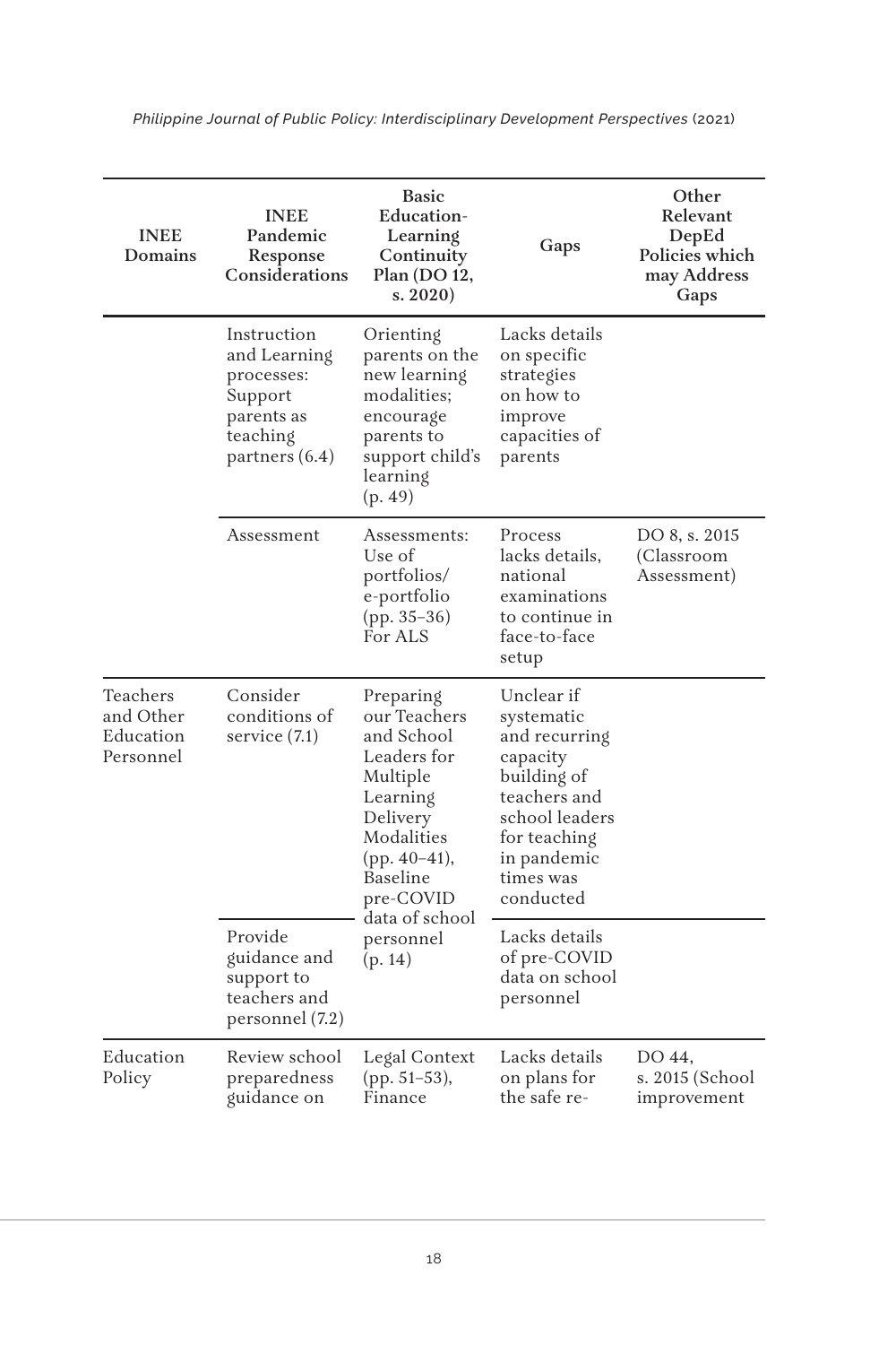| INEE Domains | INEE Pandemic Response Considerations | Basic Education-Learning Continuity Plan (DO 12, s. 2020) | Gaps | Other Relevant DepEd Policies which may Address Gaps |
|---|---|---|---|---|
| | Instruction and Learning processes: Support parents as teaching partners (6.4) | Orienting parents on the new learning modalities; encourage parents to support child's learning (p. 49) | Lacks details on specific strategies on how to improve capacities of parents | |
| | Assessment | Assessments: Use of portfolios/ e-portfolio (pp. 35–36) For ALS | Process lacks details, national examinations to continue in face-to-face setup | DO 8, s. 2015 (Classroom Assessment) |
| Teachers and Other Education Personnel | Consider conditions of service (7.1) | Preparing our Teachers and School Leaders for Multiple Learning Delivery Modalities (pp. 40–41), Baseline pre-COVID data of school personnel (p. 14) | Unclear if systematic and recurring capacity building of teachers and school leaders for teaching in pandemic times was conducted | |
| | Provide guidance and support to teachers and personnel (7.2) | | Lacks details of pre-COVID data on school personnel | |
| Education Policy | Review school preparedness guidance on | Legal Context (pp. 51–53), Finance | Lacks details on plans for the safe re- | DO 44, s. 2015 (School improvement |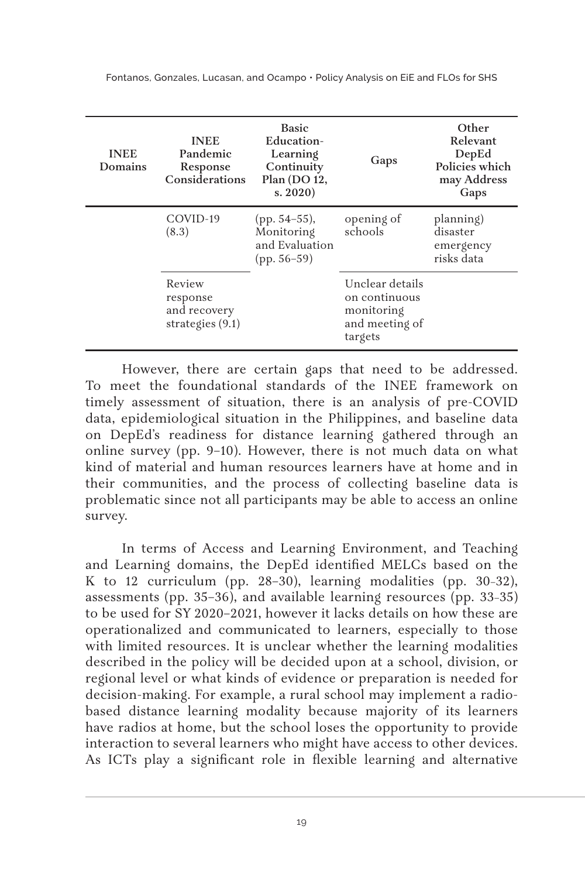| INEE Domains | INEE Pandemic Response Considerations | Basic Education-Learning Continuity Plan (DO 12, s. 2020) | Gaps | Other Relevant DepEd Policies which may Address Gaps |
|---|---|---|---|---|
| | COVID-19 (8.3) | (pp. 54–55), Monitoring and Evaluation (pp. 56–59) | opening of schools | planning) disaster emergency risks data |
| | Review response and recovery strategies (9.1) | | Unclear details on continuous monitoring and meeting of targets | |

However, there are certain gaps that need to be addressed. To meet the foundational standards of the INEE framework on timely assessment of situation, there is an analysis of pre-COVID data, epidemiological situation in the Philippines, and baseline data on DepEd's readiness for distance learning gathered through an online survey (pp. 9–10). However, there is not much data on what kind of material and human resources learners have at home and in their communities, and the process of collecting baseline data is problematic since not all participants may be able to access an online survey.

In terms of Access and Learning Environment, and Teaching and Learning domains, the DepEd identified MELCs based on the K to 12 curriculum (pp. 28–30), learning modalities (pp. 30-32), assessments (pp. 35–36), and available learning resources (pp. 33-35) to be used for SY 2020–2021, however it lacks details on how these are operationalized and communicated to learners, especially to those with limited resources. It is unclear whether the learning modalities described in the policy will be decided upon at a school, division, or regional level or what kinds of evidence or preparation is needed for decision-making. For example, a rural school may implement a radio-based distance learning modality because majority of its learners have radios at home, but the school loses the opportunity to provide interaction to several learners who might have access to other devices. As ICTs play a significant role in flexible learning and alternative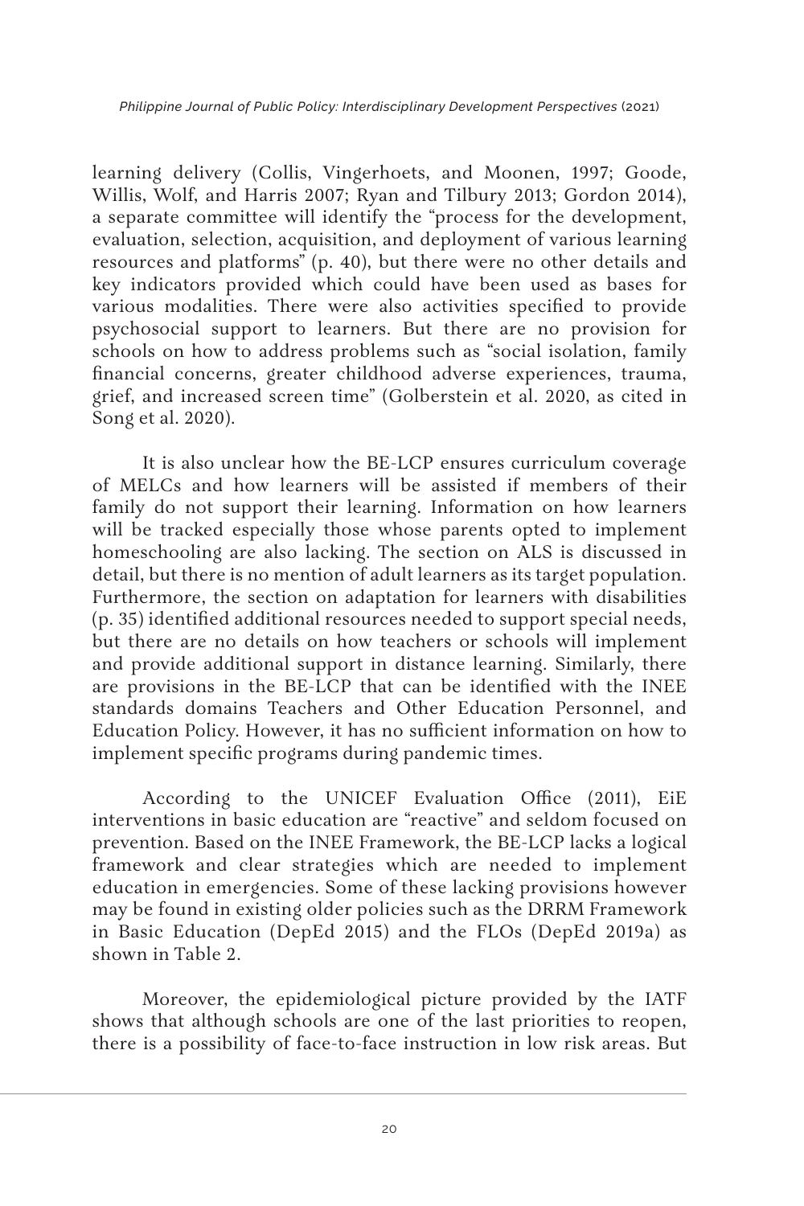learning delivery (Collis, Vingerhoets, and Moonen, 1997; Goode, Willis, Wolf, and Harris 2007; Ryan and Tilbury 2013; Gordon 2014), a separate committee will identify the "process for the development, evaluation, selection, acquisition, and deployment of various learning resources and platforms" (p. 40), but there were no other details and key indicators provided which could have been used as bases for various modalities. There were also activities specified to provide psychosocial support to learners. But there are no provision for schools on how to address problems such as "social isolation, family financial concerns, greater childhood adverse experiences, trauma, grief, and increased screen time" (Golberstein et al. 2020, as cited in Song et al. 2020).

It is also unclear how the BE-LCP ensures curriculum coverage of MELCs and how learners will be assisted if members of their family do not support their learning. Information on how learners will be tracked especially those whose parents opted to implement homeschooling are also lacking. The section on ALS is discussed in detail, but there is no mention of adult learners as its target population. Furthermore, the section on adaptation for learners with disabilities (p. 35) identified additional resources needed to support special needs, but there are no details on how teachers or schools will implement and provide additional support in distance learning. Similarly, there are provisions in the BE-LCP that can be identified with the INEE standards domains Teachers and Other Education Personnel, and Education Policy. However, it has no sufficient information on how to implement specific programs during pandemic times.

According to the UNICEF Evaluation Office (2011), EiE interventions in basic education are "reactive" and seldom focused on prevention. Based on the INEE Framework, the BE-LCP lacks a logical framework and clear strategies which are needed to implement education in emergencies. Some of these lacking provisions however may be found in existing older policies such as the DRRM Framework in Basic Education (DepEd 2015) and the FLOs (DepEd 2019a) as shown in Table 2.

Moreover, the epidemiological picture provided by the IATF shows that although schools are one of the last priorities to reopen, there is a possibility of face-to-face instruction in low risk areas. But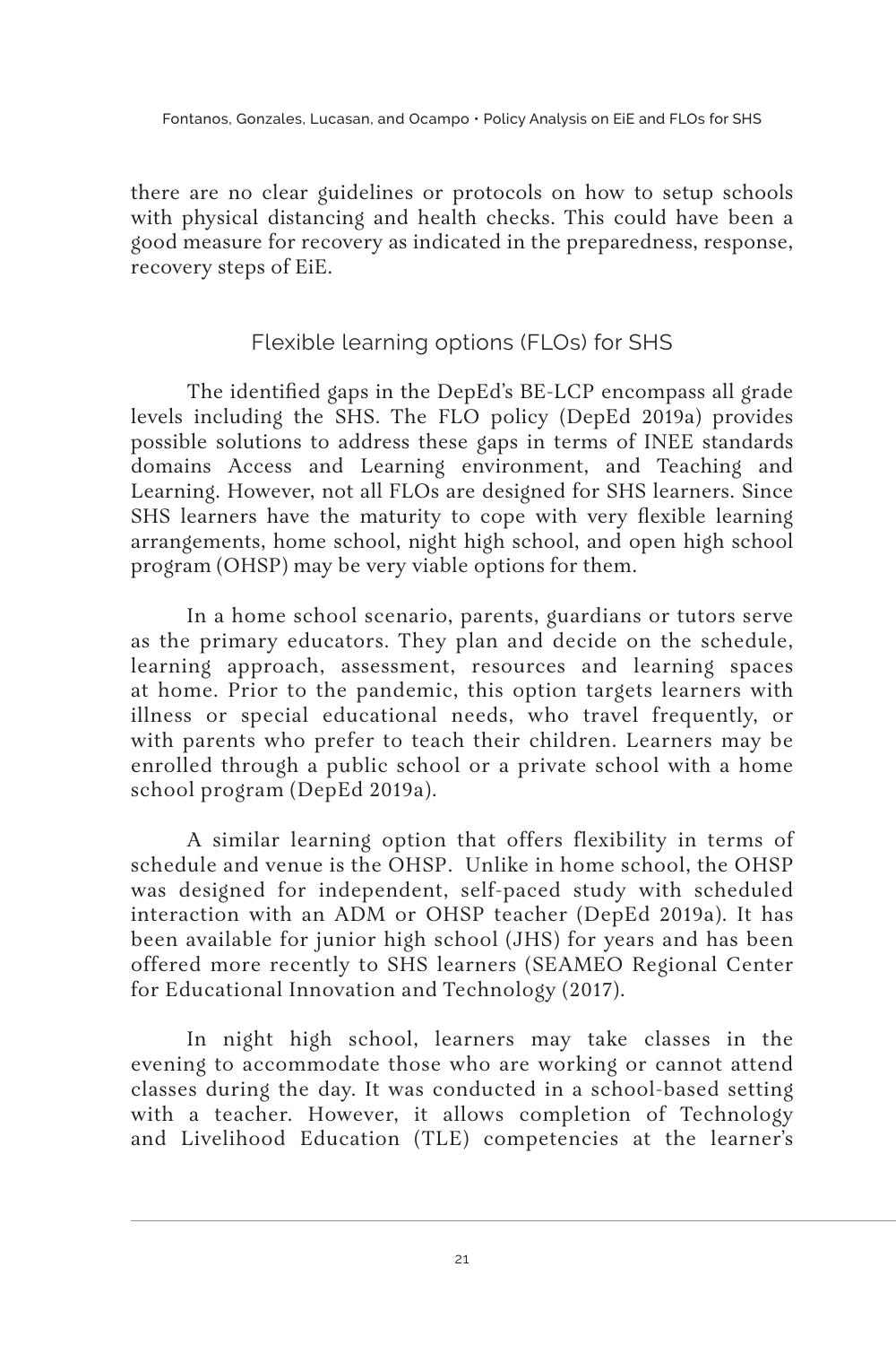there are no clear guidelines or protocols on how to setup schools with physical distancing and health checks. This could have been a good measure for recovery as indicated in the preparedness, response, recovery steps of EiE.

## Flexible learning options (FLOs) for SHS

The identified gaps in the DepEd's BE-LCP encompass all grade levels including the SHS. The FLO policy (DepEd 2019a) provides possible solutions to address these gaps in terms of INEE standards domains Access and Learning environment, and Teaching and Learning. However, not all FLOs are designed for SHS learners. Since SHS learners have the maturity to cope with very flexible learning arrangements, home school, night high school, and open high school program (OHSP) may be very viable options for them.

In a home school scenario, parents, guardians or tutors serve as the primary educators. They plan and decide on the schedule, learning approach, assessment, resources and learning spaces at home. Prior to the pandemic, this option targets learners with illness or special educational needs, who travel frequently, or with parents who prefer to teach their children. Learners may be enrolled through a public school or a private school with a home school program (DepEd 2019a).

A similar learning option that offers flexibility in terms of schedule and venue is the OHSP. Unlike in home school, the OHSP was designed for independent, self-paced study with scheduled interaction with an ADM or OHSP teacher (DepEd 2019a). It has been available for junior high school (JHS) for years and has been offered more recently to SHS learners (SEAMEO Regional Center for Educational Innovation and Technology (2017).

In night high school, learners may take classes in the evening to accommodate those who are working or cannot attend classes during the day. It was conducted in a school-based setting with a teacher. However, it allows completion of Technology and Livelihood Education (TLE) competencies at the learner's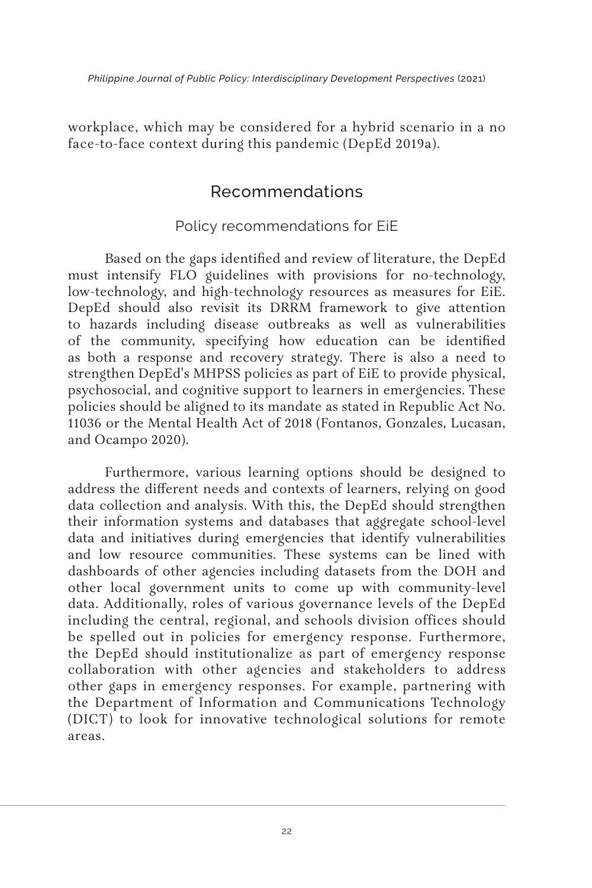workplace, which may be considered for a hybrid scenario in a no face-to-face context during this pandemic (DepEd 2019a).

## Recommendations

### Policy recommendations for EiE

Based on the gaps identified and review of literature, the DepEd must intensify FLO guidelines with provisions for no-technology, low-technology, and high-technology resources as measures for EiE. DepEd should also revisit its DRRM framework to give attention to hazards including disease outbreaks as well as vulnerabilities of the community, specifying how education can be identified as both a response and recovery strategy. There is also a need to strengthen DepEd's MHPSS policies as part of EiE to provide physical, psychosocial, and cognitive support to learners in emergencies. These policies should be aligned to its mandate as stated in Republic Act No. 11036 or the Mental Health Act of 2018 (Fontanos, Gonzales, Lucasan, and Ocampo 2020).

Furthermore, various learning options should be designed to address the different needs and contexts of learners, relying on good data collection and analysis. With this, the DepEd should strengthen their information systems and databases that aggregate school-level data and initiatives during emergencies that identify vulnerabilities and low resource communities. These systems can be lined with dashboards of other agencies including datasets from the DOH and other local government units to come up with community-level data. Additionally, roles of various governance levels of the DepEd including the central, regional, and schools division offices should be spelled out in policies for emergency response. Furthermore, the DepEd should institutionalize as part of emergency response collaboration with other agencies and stakeholders to address other gaps in emergency responses. For example, partnering with the Department of Information and Communications Technology (DICT) to look for innovative technological solutions for remote areas.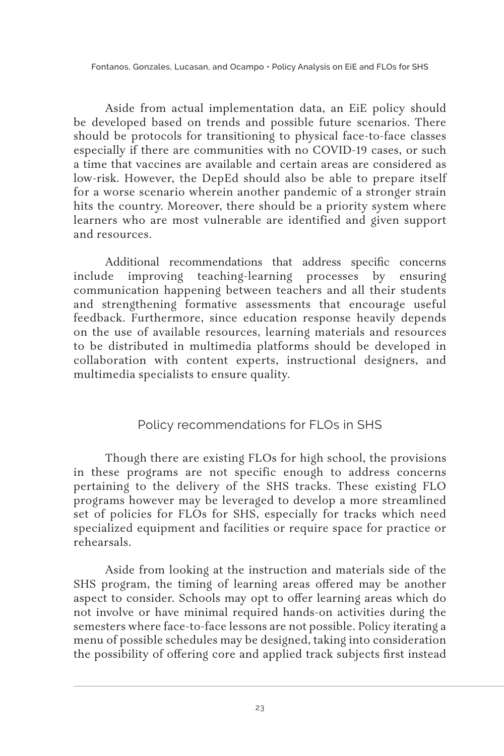Aside from actual implementation data, an EiE policy should be developed based on trends and possible future scenarios. There should be protocols for transitioning to physical face-to-face classes especially if there are communities with no COVID-19 cases, or such a time that vaccines are available and certain areas are considered as low-risk. However, the DepEd should also be able to prepare itself for a worse scenario wherein another pandemic of a stronger strain hits the country. Moreover, there should be a priority system where learners who are most vulnerable are identified and given support and resources.

Additional recommendations that address specific concerns include improving teaching-learning processes by ensuring communication happening between teachers and all their students and strengthening formative assessments that encourage useful feedback. Furthermore, since education response heavily depends on the use of available resources, learning materials and resources to be distributed in multimedia platforms should be developed in collaboration with content experts, instructional designers, and multimedia specialists to ensure quality.

## Policy recommendations for FLOs in SHS

Though there are existing FLOs for high school, the provisions in these programs are not specific enough to address concerns pertaining to the delivery of the SHS tracks. These existing FLO programs however may be leveraged to develop a more streamlined set of policies for FLOs for SHS, especially for tracks which need specialized equipment and facilities or require space for practice or rehearsals.

Aside from looking at the instruction and materials side of the SHS program, the timing of learning areas offered may be another aspect to consider. Schools may opt to offer learning areas which do not involve or have minimal required hands-on activities during the semesters where face-to-face lessons are not possible. Policy iterating a menu of possible schedules may be designed, taking into consideration the possibility of offering core and applied track subjects first instead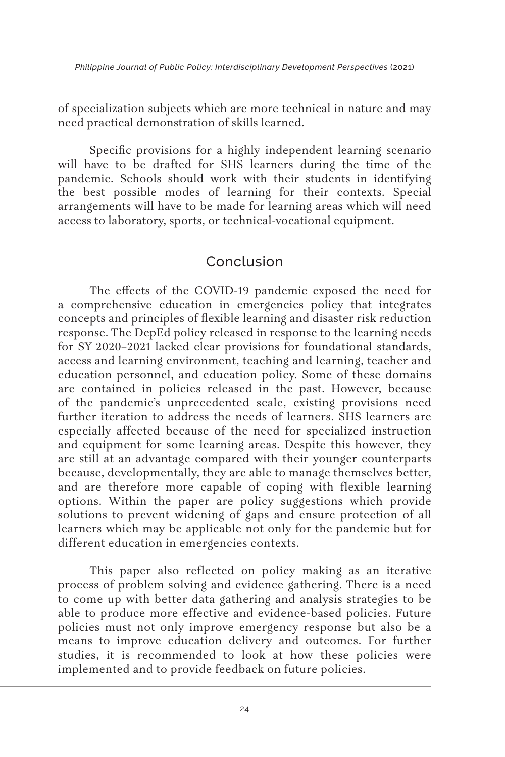of specialization subjects which are more technical in nature and may need practical demonstration of skills learned.

Specific provisions for a highly independent learning scenario will have to be drafted for SHS learners during the time of the pandemic. Schools should work with their students in identifying the best possible modes of learning for their contexts. Special arrangements will have to be made for learning areas which will need access to laboratory, sports, or technical-vocational equipment.

## Conclusion

The effects of the COVID-19 pandemic exposed the need for a comprehensive education in emergencies policy that integrates concepts and principles of flexible learning and disaster risk reduction response. The DepEd policy released in response to the learning needs for SY 2020–2021 lacked clear provisions for foundational standards, access and learning environment, teaching and learning, teacher and education personnel, and education policy. Some of these domains are contained in policies released in the past. However, because of the pandemic's unprecedented scale, existing provisions need further iteration to address the needs of learners. SHS learners are especially affected because of the need for specialized instruction and equipment for some learning areas. Despite this however, they are still at an advantage compared with their younger counterparts because, developmentally, they are able to manage themselves better, and are therefore more capable of coping with flexible learning options. Within the paper are policy suggestions which provide solutions to prevent widening of gaps and ensure protection of all learners which may be applicable not only for the pandemic but for different education in emergencies contexts.

This paper also reflected on policy making as an iterative process of problem solving and evidence gathering. There is a need to come up with better data gathering and analysis strategies to be able to produce more effective and evidence-based policies. Future policies must not only improve emergency response but also be a means to improve education delivery and outcomes. For further studies, it is recommended to look at how these policies were implemented and to provide feedback on future policies.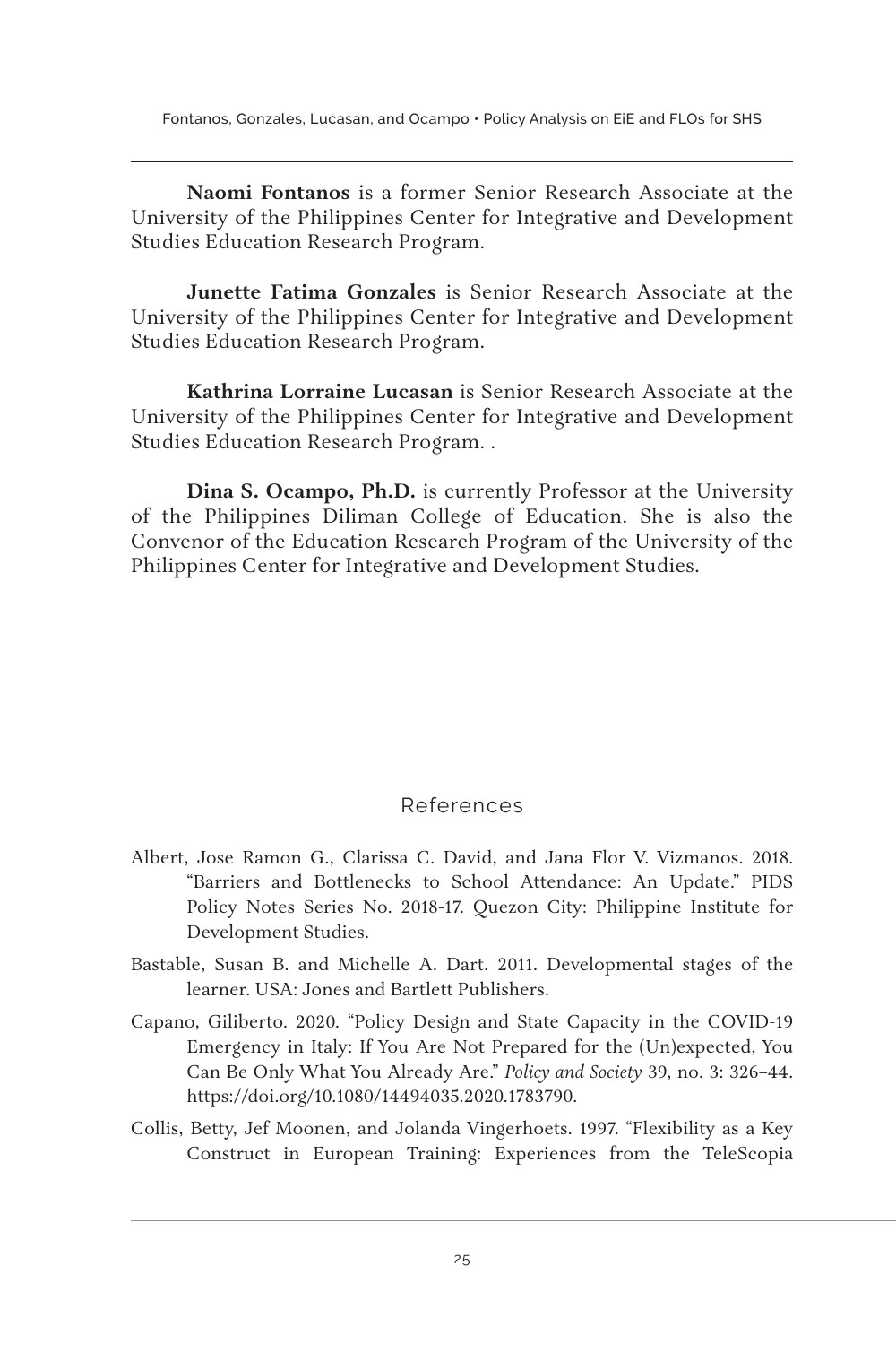**Naomi Fontanos** is a former Senior Research Associate at the University of the Philippines Center for Integrative and Development Studies Education Research Program.

**Junette Fatima Gonzales** is Senior Research Associate at the University of the Philippines Center for Integrative and Development Studies Education Research Program.

**Kathrina Lorraine Lucasan** is Senior Research Associate at the University of the Philippines Center for Integrative and Development Studies Education Research Program. .

**Dina S. Ocampo, Ph.D.** is currently Professor at the University of the Philippines Diliman College of Education. She is also the Convenor of the Education Research Program of the University of the Philippines Center for Integrative and Development Studies.

## References

Albert, Jose Ramon G., Clarissa C. David, and Jana Flor V. Vizmanos. 2018. "Barriers and Bottlenecks to School Attendance: An Update." PIDS Policy Notes Series No. 2018-17. Quezon City: Philippine Institute for Development Studies.

Bastable, Susan B. and Michelle A. Dart. 2011. Developmental stages of the learner. USA: Jones and Bartlett Publishers.

Capano, Giliberto. 2020. "Policy Design and State Capacity in the COVID-19 Emergency in Italy: If You Are Not Prepared for the (Un)expected, You Can Be Only What You Already Are." *Policy and Society* 39, no. 3: 326–44. https://doi.org/10.1080/14494035.2020.1783790.

Collis, Betty, Jef Moonen, and Jolanda Vingerhoets. 1997. "Flexibility as a Key Construct in European Training: Experiences from the TeleScopia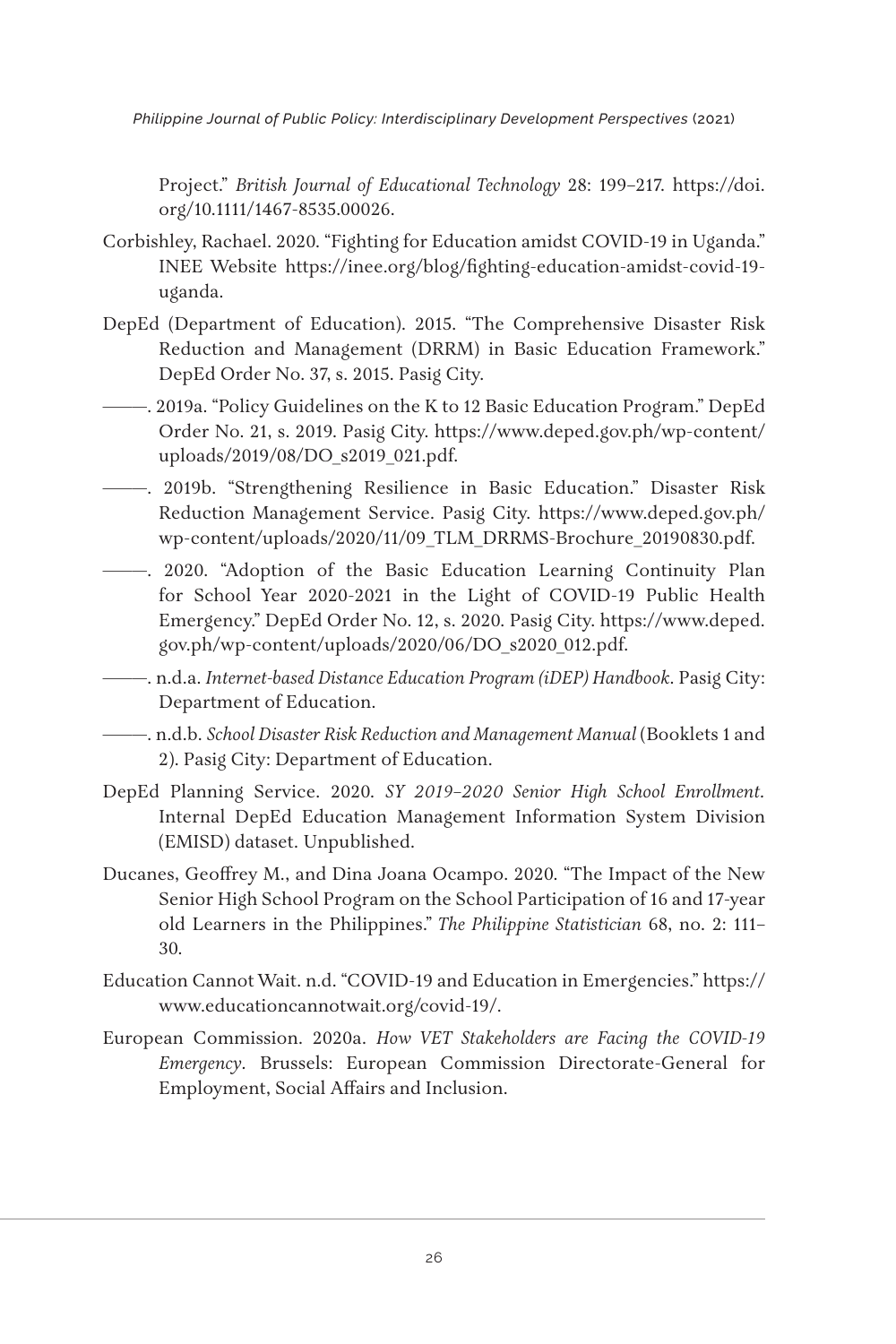Project." *British Journal of Educational Technology* 28: 199–217. https://doi.org/10.1111/1467-8535.00026.

Corbishley, Rachael. 2020. "Fighting for Education amidst COVID-19 in Uganda." INEE Website https://inee.org/blog/fighting-education-amidst-covid-19-uganda.

DepEd (Department of Education). 2015. "The Comprehensive Disaster Risk Reduction and Management (DRRM) in Basic Education Framework." DepEd Order No. 37, s. 2015. Pasig City.

———. 2019a. "Policy Guidelines on the K to 12 Basic Education Program." DepEd Order No. 21, s. 2019. Pasig City. https://www.deped.gov.ph/wp-content/uploads/2019/08/DO_s2019_021.pdf.

———. 2019b. "Strengthening Resilience in Basic Education." Disaster Risk Reduction Management Service. Pasig City. https://www.deped.gov.ph/wp-content/uploads/2020/11/09_TLM_DRRMS-Brochure_20190830.pdf.

———. 2020. "Adoption of the Basic Education Learning Continuity Plan for School Year 2020-2021 in the Light of COVID-19 Public Health Emergency." DepEd Order No. 12, s. 2020. Pasig City. https://www.deped.gov.ph/wp-content/uploads/2020/06/DO_s2020_012.pdf.

———. n.d.a. *Internet-based Distance Education Program (iDEP) Handbook*. Pasig City: Department of Education.

———. n.d.b. *School Disaster Risk Reduction and Management Manual* (Booklets 1 and 2). Pasig City: Department of Education.

DepEd Planning Service. 2020. *SY 2019–2020 Senior High School Enrollment*. Internal DepEd Education Management Information System Division (EMISD) dataset. Unpublished.

Ducanes, Geoffrey M., and Dina Joana Ocampo. 2020. "The Impact of the New Senior High School Program on the School Participation of 16 and 17-year old Learners in the Philippines." *The Philippine Statistician* 68, no. 2: 111–30.

Education Cannot Wait. n.d. "COVID-19 and Education in Emergencies." https://www.educationcannotwait.org/covid-19/.

European Commission. 2020a. *How VET Stakeholders are Facing the COVID-19 Emergency*. Brussels: European Commission Directorate-General for Employment, Social Affairs and Inclusion.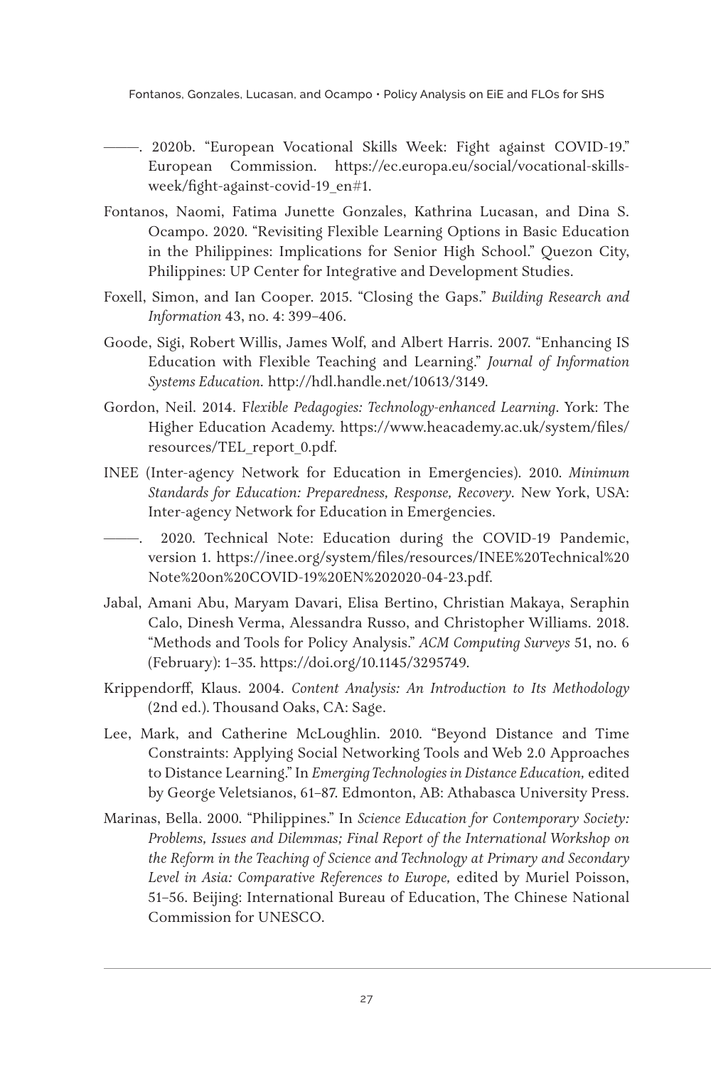———. 2020b. "European Vocational Skills Week: Fight against COVID-19." European Commission. https://ec.europa.eu/social/vocational-skills-week/fight-against-covid-19_en#1.

Fontanos, Naomi, Fatima Junette Gonzales, Kathrina Lucasan, and Dina S. Ocampo. 2020. "Revisiting Flexible Learning Options in Basic Education in the Philippines: Implications for Senior High School." Quezon City, Philippines: UP Center for Integrative and Development Studies.

Foxell, Simon, and Ian Cooper. 2015. "Closing the Gaps." *Building Research and Information* 43, no. 4: 399–406.

Goode, Sigi, Robert Willis, James Wolf, and Albert Harris. 2007. "Enhancing IS Education with Flexible Teaching and Learning." *Journal of Information Systems Education*. http://hdl.handle.net/10613/3149.

Gordon, Neil. 2014. F*lexible Pedagogies: Technology-enhanced Learning*. York: The Higher Education Academy. https://www.heacademy.ac.uk/system/files/resources/TEL_report_0.pdf.

INEE (Inter-agency Network for Education in Emergencies). 2010. *Minimum Standards for Education: Preparedness, Response, Recovery*. New York, USA: Inter-agency Network for Education in Emergencies.

———. 2020. Technical Note: Education during the COVID-19 Pandemic, version 1. https://inee.org/system/files/resources/INEE%20Technical%20Note%20on%20COVID-19%20EN%202020-04-23.pdf.

Jabal, Amani Abu, Maryam Davari, Elisa Bertino, Christian Makaya, Seraphin Calo, Dinesh Verma, Alessandra Russo, and Christopher Williams. 2018. "Methods and Tools for Policy Analysis." *ACM Computing Surveys* 51, no. 6 (February): 1–35. https://doi.org/10.1145/3295749.

Krippendorff, Klaus. 2004. *Content Analysis: An Introduction to Its Methodology* (2nd ed.). Thousand Oaks, CA: Sage.

Lee, Mark, and Catherine McLoughlin. 2010. "Beyond Distance and Time Constraints: Applying Social Networking Tools and Web 2.0 Approaches to Distance Learning." In *Emerging Technologies in Distance Education,* edited by George Veletsianos, 61–87. Edmonton, AB: Athabasca University Press.

Marinas, Bella. 2000. "Philippines." In *Science Education for Contemporary Society: Problems, Issues and Dilemmas; Final Report of the International Workshop on the Reform in the Teaching of Science and Technology at Primary and Secondary Level in Asia: Comparative References to Europe,* edited by Muriel Poisson, 51–56. Beijing: International Bureau of Education, The Chinese National Commission for UNESCO.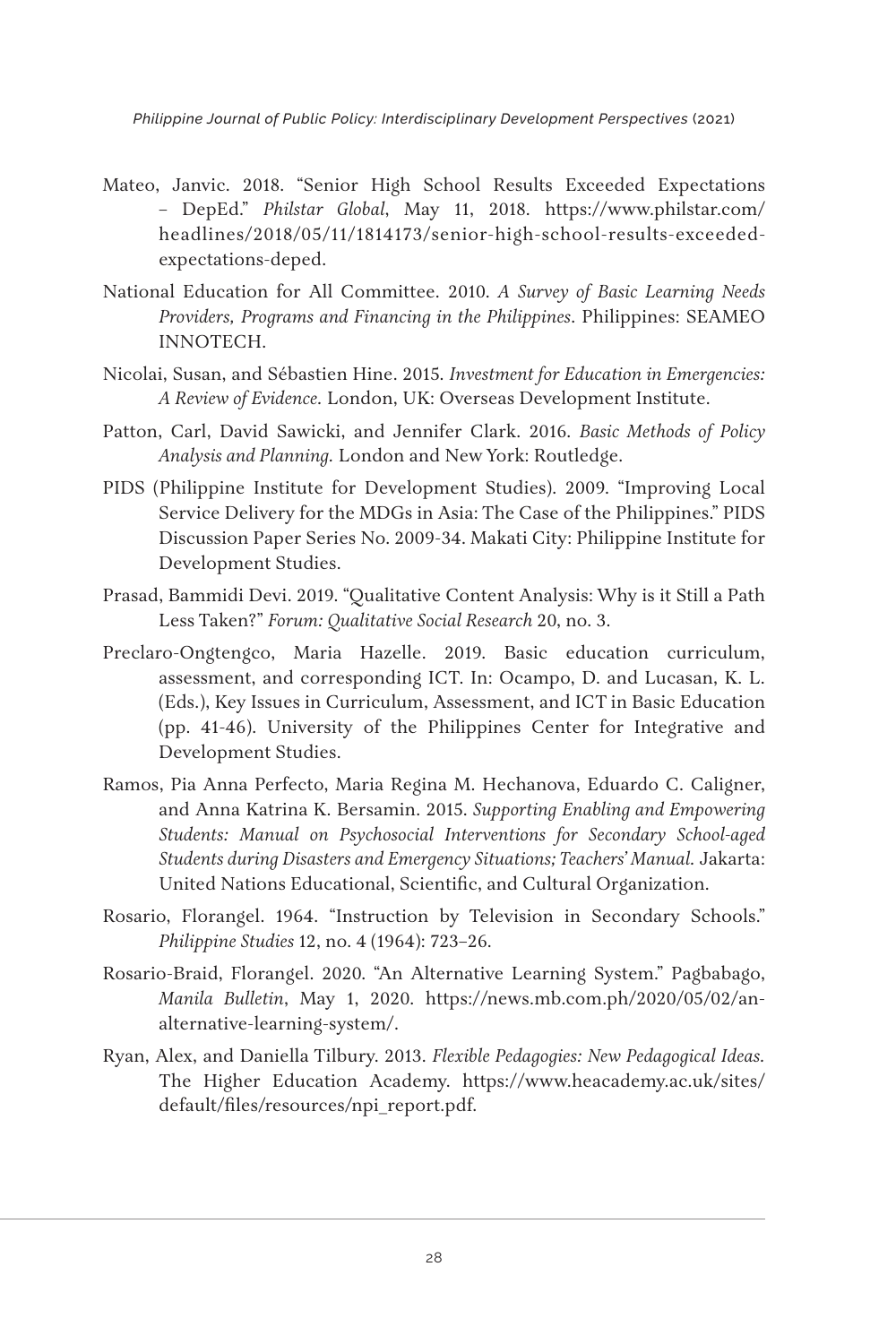Mateo, Janvic. 2018. "Senior High School Results Exceeded Expectations – DepEd." *Philstar Global*, May 11, 2018. https://www.philstar.com/headlines/2018/05/11/1814173/senior-high-school-results-exceeded-expectations-deped.

National Education for All Committee. 2010. *A Survey of Basic Learning Needs Providers, Programs and Financing in the Philippines*. Philippines: SEAMEO INNOTECH.

Nicolai, Susan, and Sébastien Hine. 2015. *Investment for Education in Emergencies: A Review of Evidence.* London, UK: Overseas Development Institute.

Patton, Carl, David Sawicki, and Jennifer Clark. 2016. *Basic Methods of Policy Analysis and Planning.* London and New York: Routledge.

PIDS (Philippine Institute for Development Studies). 2009. "Improving Local Service Delivery for the MDGs in Asia: The Case of the Philippines." PIDS Discussion Paper Series No. 2009-34. Makati City: Philippine Institute for Development Studies.

Prasad, Bammidi Devi. 2019. "Qualitative Content Analysis: Why is it Still a Path Less Taken?" *Forum: Qualitative Social Research* 20, no. 3.

Preclaro-Ongtengco, Maria Hazelle. 2019. Basic education curriculum, assessment, and corresponding ICT. In: Ocampo, D. and Lucasan, K. L. (Eds.), Key Issues in Curriculum, Assessment, and ICT in Basic Education (pp. 41-46). University of the Philippines Center for Integrative and Development Studies.

Ramos, Pia Anna Perfecto, Maria Regina M. Hechanova, Eduardo C. Caligner, and Anna Katrina K. Bersamin. 2015. *Supporting Enabling and Empowering Students: Manual on Psychosocial Interventions for Secondary School-aged Students during Disasters and Emergency Situations; Teachers' Manual.* Jakarta: United Nations Educational, Scientific, and Cultural Organization.

Rosario, Florangel. 1964. "Instruction by Television in Secondary Schools." *Philippine Studies* 12, no. 4 (1964): 723–26.

Rosario-Braid, Florangel. 2020. "An Alternative Learning System." Pagbabago, *Manila Bulletin*, May 1, 2020. https://news.mb.com.ph/2020/05/02/an-alternative-learning-system/.

Ryan, Alex, and Daniella Tilbury. 2013. *Flexible Pedagogies: New Pedagogical Ideas.* The Higher Education Academy. https://www.heacademy.ac.uk/sites/default/files/resources/npi_report.pdf.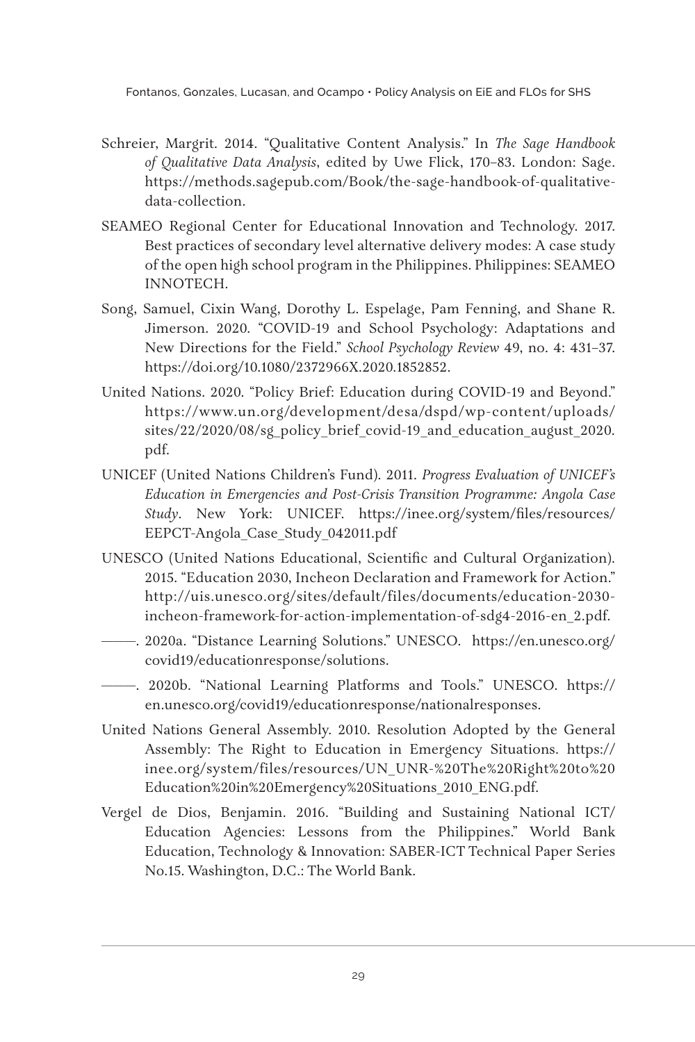Schreier, Margrit. 2014. "Qualitative Content Analysis." In *The Sage Handbook of Qualitative Data Analysis*, edited by Uwe Flick, 170–83. London: Sage. https://methods.sagepub.com/Book/the-sage-handbook-of-qualitative-data-collection.

SEAMEO Regional Center for Educational Innovation and Technology. 2017. Best practices of secondary level alternative delivery modes: A case study of the open high school program in the Philippines. Philippines: SEAMEO INNOTECH.

Song, Samuel, Cixin Wang, Dorothy L. Espelage, Pam Fenning, and Shane R. Jimerson. 2020. "COVID-19 and School Psychology: Adaptations and New Directions for the Field." *School Psychology Review* 49, no. 4: 431–37. https://doi.org/10.1080/2372966X.2020.1852852.

United Nations. 2020. "Policy Brief: Education during COVID-19 and Beyond." https://www.un.org/development/desa/dspd/wp-content/uploads/sites/22/2020/08/sg_policy_brief_covid-19_and_education_august_2020.pdf.

UNICEF (United Nations Children's Fund). 2011. *Progress Evaluation of UNICEF's Education in Emergencies and Post-Crisis Transition Programme: Angola Case Study*. New York: UNICEF. https://inee.org/system/files/resources/EEPCT-Angola_Case_Study_042011.pdf

UNESCO (United Nations Educational, Scientific and Cultural Organization). 2015. "Education 2030, Incheon Declaration and Framework for Action." http://uis.unesco.org/sites/default/files/documents/education-2030-incheon-framework-for-action-implementation-of-sdg4-2016-en_2.pdf.

———. 2020a. "Distance Learning Solutions." UNESCO. https://en.unesco.org/covid19/educationresponse/solutions.

———. 2020b. "National Learning Platforms and Tools." UNESCO. https://en.unesco.org/covid19/educationresponse/nationalresponses.

United Nations General Assembly. 2010. Resolution Adopted by the General Assembly: The Right to Education in Emergency Situations. https://inee.org/system/files/resources/UN_UNR-%20The%20Right%20to%20Education%20in%20Emergency%20Situations_2010_ENG.pdf.

Vergel de Dios, Benjamin. 2016. "Building and Sustaining National ICT/Education Agencies: Lessons from the Philippines." World Bank Education, Technology & Innovation: SABER-ICT Technical Paper Series No.15. Washington, D.C.: The World Bank.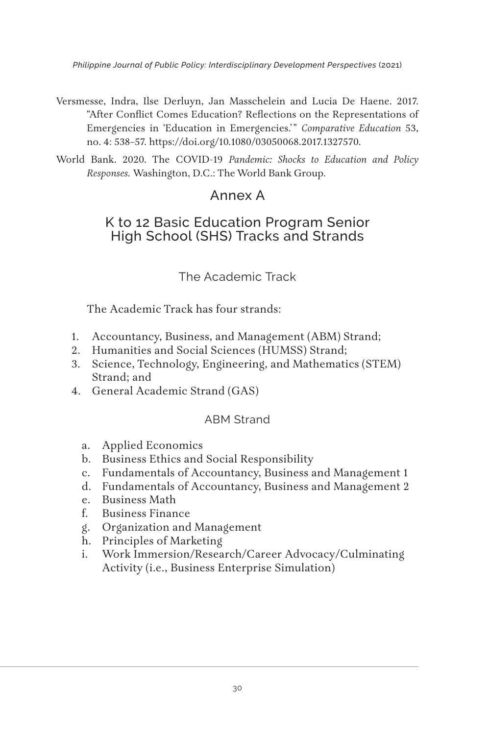Versmesse, Indra, Ilse Derluyn, Jan Masschelein and Lucia De Haene. 2017. "After Conflict Comes Education? Reflections on the Representations of Emergencies in 'Education in Emergencies.'" *Comparative Education* 53, no. 4: 538–57. https://doi.org/10.1080/03050068.2017.1327570.

World Bank. 2020. The COVID-19 *Pandemic: Shocks to Education and Policy Responses.* Washington, D.C.: The World Bank Group.

# Annex A

## K to 12 Basic Education Program Senior High School (SHS) Tracks and Strands

### The Academic Track

The Academic Track has four strands:

1. Accountancy, Business, and Management (ABM) Strand;
2. Humanities and Social Sciences (HUMSS) Strand;
3. Science, Technology, Engineering, and Mathematics (STEM) Strand; and
4. General Academic Strand (GAS)

#### ABM Strand

a. Applied Economics
b. Business Ethics and Social Responsibility
c. Fundamentals of Accountancy, Business and Management 1
d. Fundamentals of Accountancy, Business and Management 2
e. Business Math
f. Business Finance
g. Organization and Management
h. Principles of Marketing
i. Work Immersion/Research/Career Advocacy/Culminating Activity (i.e., Business Enterprise Simulation)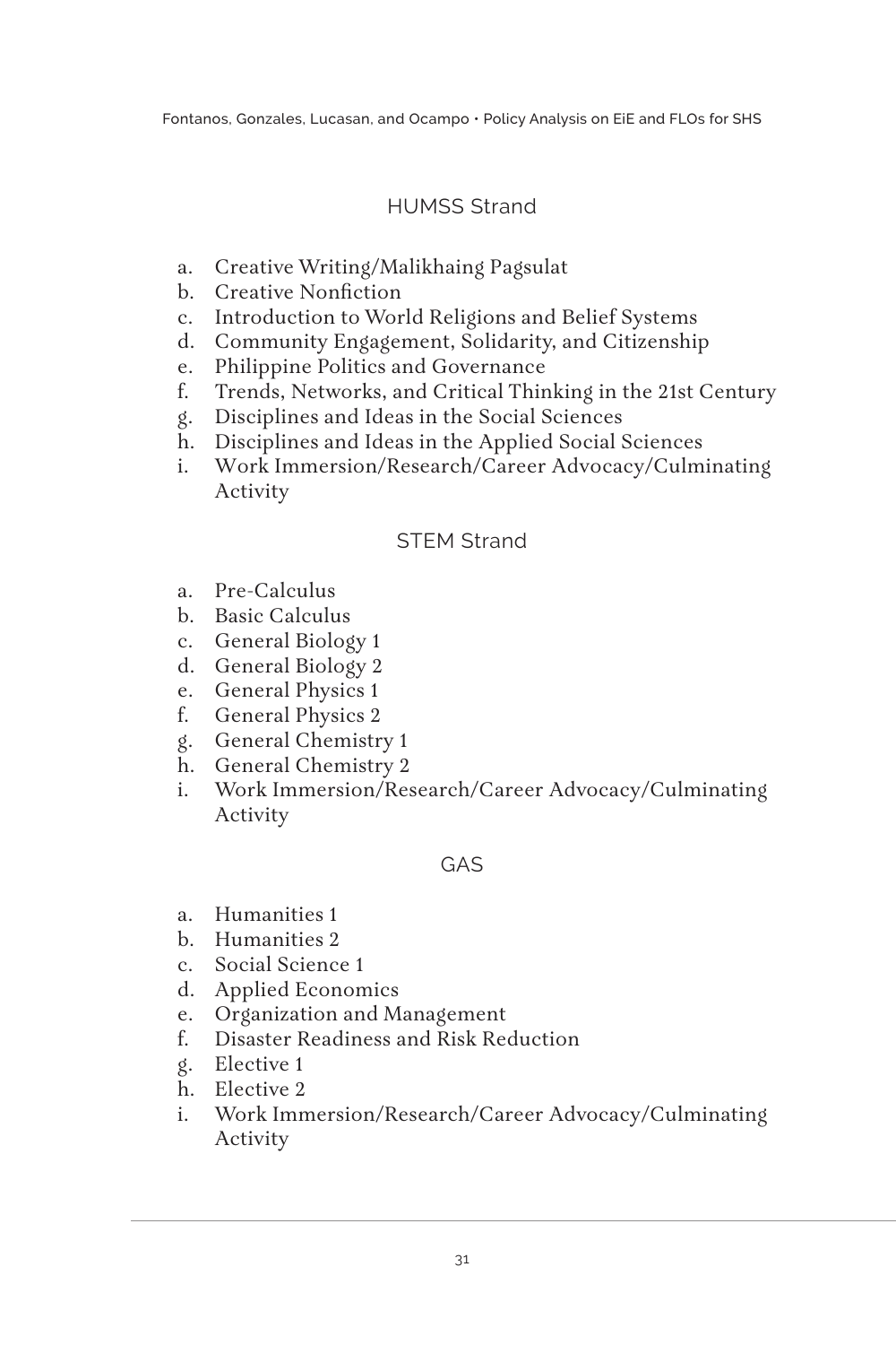### HUMSS Strand

a. Creative Writing/Malikhaing Pagsulat
b. Creative Nonfiction
c. Introduction to World Religions and Belief Systems
d. Community Engagement, Solidarity, and Citizenship
e. Philippine Politics and Governance
f. Trends, Networks, and Critical Thinking in the 21st Century
g. Disciplines and Ideas in the Social Sciences
h. Disciplines and Ideas in the Applied Social Sciences
i. Work Immersion/Research/Career Advocacy/Culminating Activity

### STEM Strand

a. Pre-Calculus
b. Basic Calculus
c. General Biology 1
d. General Biology 2
e. General Physics 1
f. General Physics 2
g. General Chemistry 1
h. General Chemistry 2
i. Work Immersion/Research/Career Advocacy/Culminating Activity

### GAS

a. Humanities 1
b. Humanities 2
c. Social Science 1
d. Applied Economics
e. Organization and Management
f. Disaster Readiness and Risk Reduction
g. Elective 1
h. Elective 2
i. Work Immersion/Research/Career Advocacy/Culminating Activity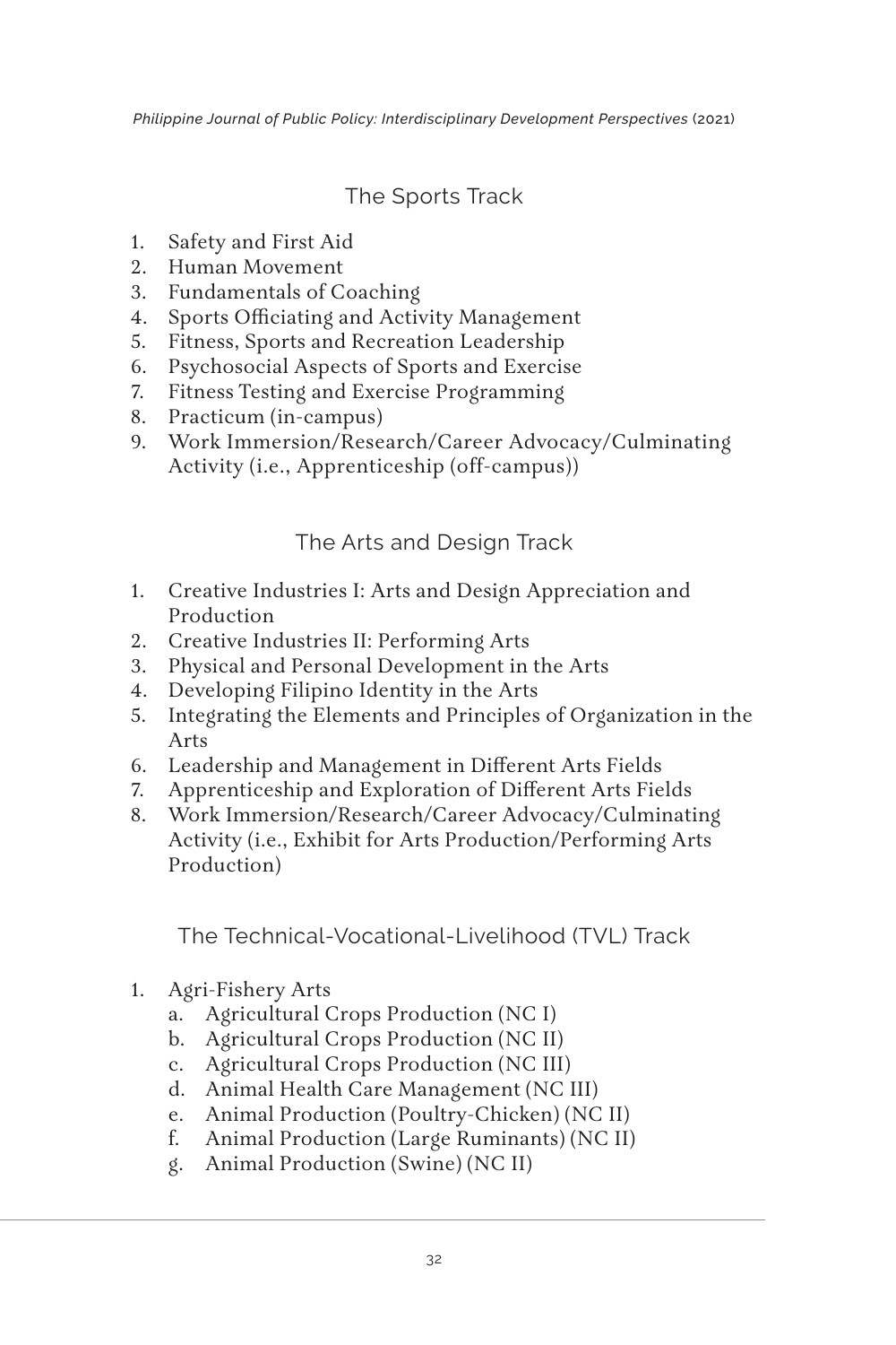## The Sports Track

1. Safety and First Aid
2. Human Movement
3. Fundamentals of Coaching
4. Sports Officiating and Activity Management
5. Fitness, Sports and Recreation Leadership
6. Psychosocial Aspects of Sports and Exercise
7. Fitness Testing and Exercise Programming
8. Practicum (in-campus)
9. Work Immersion/Research/Career Advocacy/Culminating Activity (i.e., Apprenticeship (off-campus))

## The Arts and Design Track

1. Creative Industries I: Arts and Design Appreciation and Production
2. Creative Industries II: Performing Arts
3. Physical and Personal Development in the Arts
4. Developing Filipino Identity in the Arts
5. Integrating the Elements and Principles of Organization in the Arts
6. Leadership and Management in Different Arts Fields
7. Apprenticeship and Exploration of Different Arts Fields
8. Work Immersion/Research/Career Advocacy/Culminating Activity (i.e., Exhibit for Arts Production/Performing Arts Production)

## The Technical-Vocational-Livelihood (TVL) Track

1. Agri-Fishery Arts
   a. Agricultural Crops Production (NC I)
   b. Agricultural Crops Production (NC II)
   c. Agricultural Crops Production (NC III)
   d. Animal Health Care Management (NC III)
   e. Animal Production (Poultry-Chicken) (NC II)
   f. Animal Production (Large Ruminants) (NC II)
   g. Animal Production (Swine) (NC II)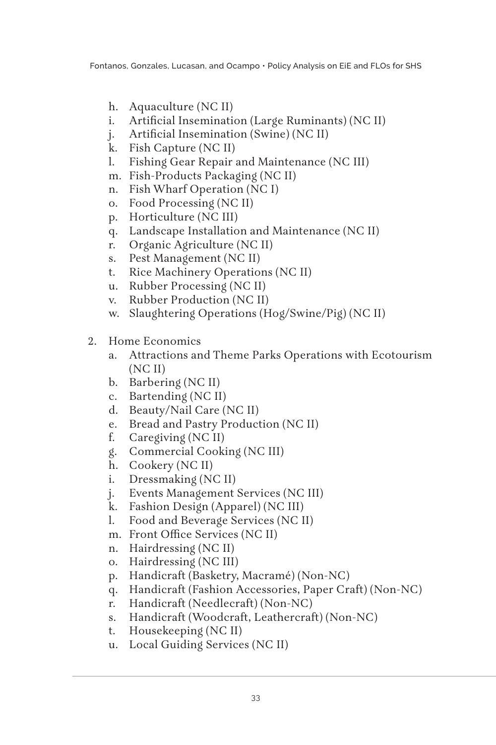h. Aquaculture (NC II)
   i. Artificial Insemination (Large Ruminants) (NC II)
   j. Artificial Insemination (Swine) (NC II)
   k. Fish Capture (NC II)
   l. Fishing Gear Repair and Maintenance (NC III)
   m. Fish-Products Packaging (NC II)
   n. Fish Wharf Operation (NC I)
   o. Food Processing (NC II)
   p. Horticulture (NC III)
   q. Landscape Installation and Maintenance (NC II)
   r. Organic Agriculture (NC II)
   s. Pest Management (NC II)
   t. Rice Machinery Operations (NC II)
   u. Rubber Processing (NC II)
   v. Rubber Production (NC II)
   w. Slaughtering Operations (Hog/Swine/Pig) (NC II)

2. Home Economics
   a. Attractions and Theme Parks Operations with Ecotourism (NC II)
   b. Barbering (NC II)
   c. Bartending (NC II)
   d. Beauty/Nail Care (NC II)
   e. Bread and Pastry Production (NC II)
   f. Caregiving (NC II)
   g. Commercial Cooking (NC III)
   h. Cookery (NC II)
   i. Dressmaking (NC II)
   j. Events Management Services (NC III)
   k. Fashion Design (Apparel) (NC III)
   l. Food and Beverage Services (NC II)
   m. Front Office Services (NC II)
   n. Hairdressing (NC II)
   o. Hairdressing (NC III)
   p. Handicraft (Basketry, Macramé) (Non-NC)
   q. Handicraft (Fashion Accessories, Paper Craft) (Non-NC)
   r. Handicraft (Needlecraft) (Non-NC)
   s. Handicraft (Woodcraft, Leathercraft) (Non-NC)
   t. Housekeeping (NC II)
   u. Local Guiding Services (NC II)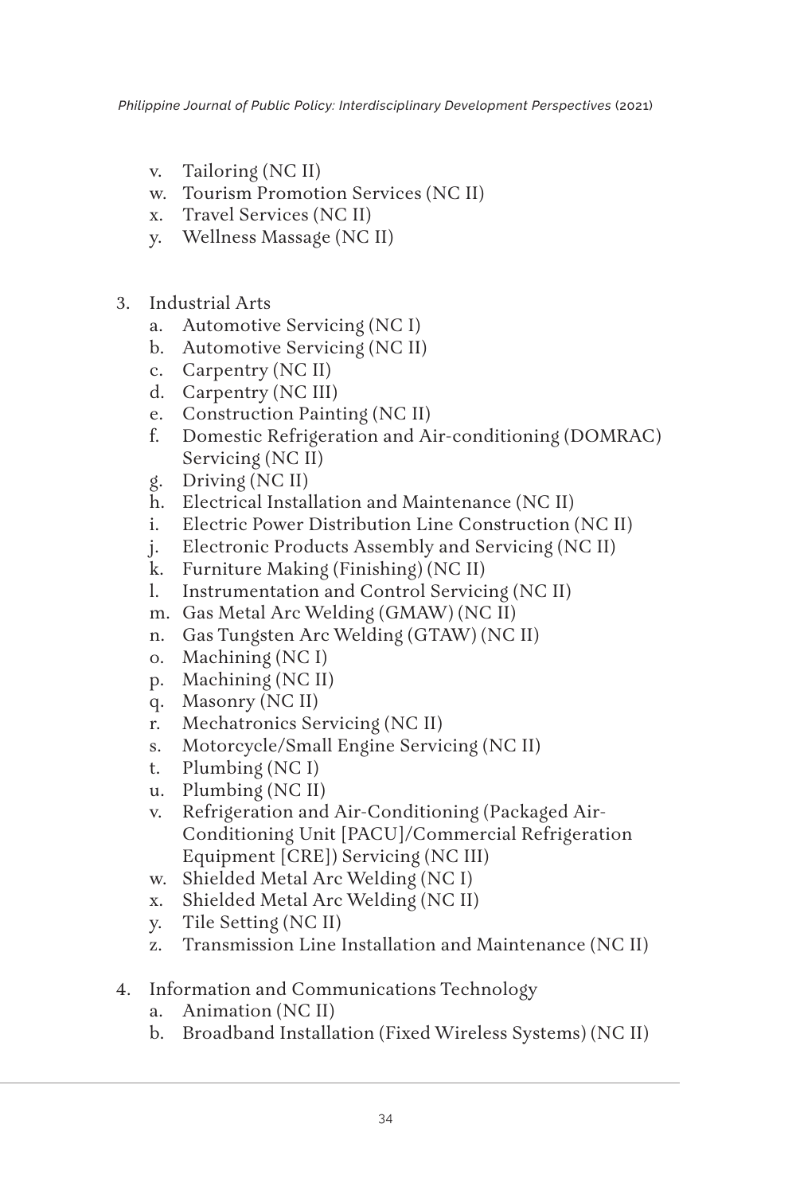v. Tailoring (NC II)
w. Tourism Promotion Services (NC II)
x. Travel Services (NC II)
y. Wellness Massage (NC II)

3. Industrial Arts
    a. Automotive Servicing (NC I)
    b. Automotive Servicing (NC II)
    c. Carpentry (NC II)
    d. Carpentry (NC III)
    e. Construction Painting (NC II)
    f. Domestic Refrigeration and Air-conditioning (DOMRAC) Servicing (NC II)
    g. Driving (NC II)
    h. Electrical Installation and Maintenance (NC II)
    i. Electric Power Distribution Line Construction (NC II)
    j. Electronic Products Assembly and Servicing (NC II)
    k. Furniture Making (Finishing) (NC II)
    l. Instrumentation and Control Servicing (NC II)
    m. Gas Metal Arc Welding (GMAW) (NC II)
    n. Gas Tungsten Arc Welding (GTAW) (NC II)
    o. Machining (NC I)
    p. Machining (NC II)
    q. Masonry (NC II)
    r. Mechatronics Servicing (NC II)
    s. Motorcycle/Small Engine Servicing (NC II)
    t. Plumbing (NC I)
    u. Plumbing (NC II)
    v. Refrigeration and Air-Conditioning (Packaged Air-Conditioning Unit [PACU]/Commercial Refrigeration Equipment [CRE]) Servicing (NC III)
    w. Shielded Metal Arc Welding (NC I)
    x. Shielded Metal Arc Welding (NC II)
    y. Tile Setting (NC II)
    z. Transmission Line Installation and Maintenance (NC II)

4. Information and Communications Technology
    a. Animation (NC II)
    b. Broadband Installation (Fixed Wireless Systems) (NC II)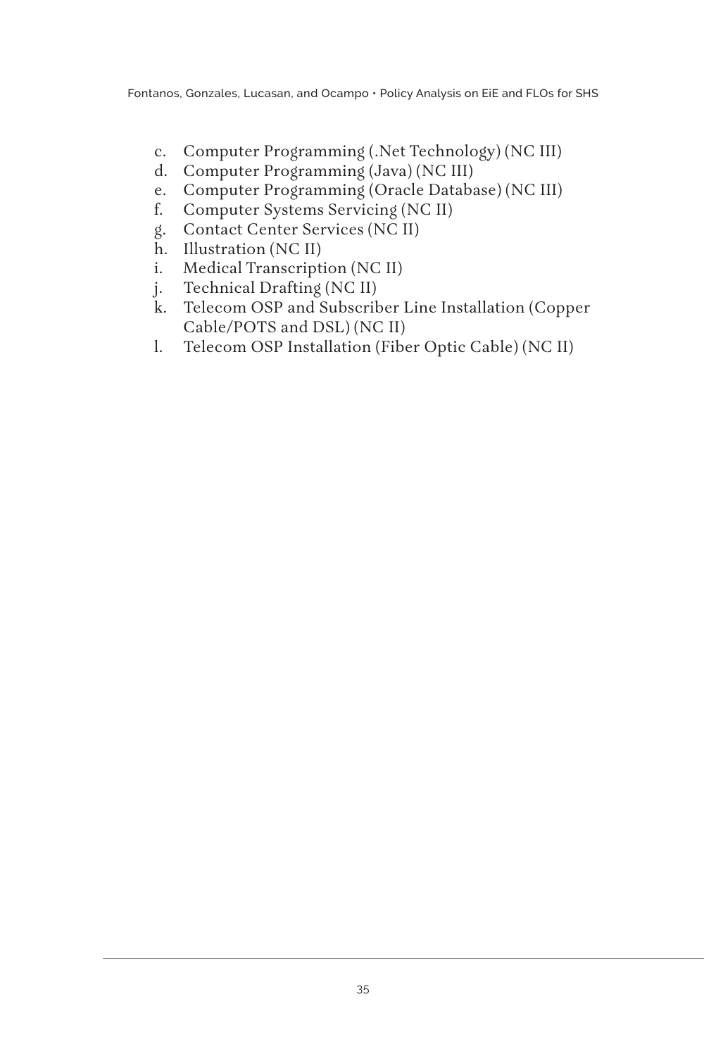c. Computer Programming (.Net Technology) (NC III)
d. Computer Programming (Java) (NC III)
e. Computer Programming (Oracle Database) (NC III)
f. Computer Systems Servicing (NC II)
g. Contact Center Services (NC II)
h. Illustration (NC II)
i. Medical Transcription (NC II)
j. Technical Drafting (NC II)
k. Telecom OSP and Subscriber Line Installation (Copper Cable/POTS and DSL) (NC II)
l. Telecom OSP Installation (Fiber Optic Cable) (NC II)